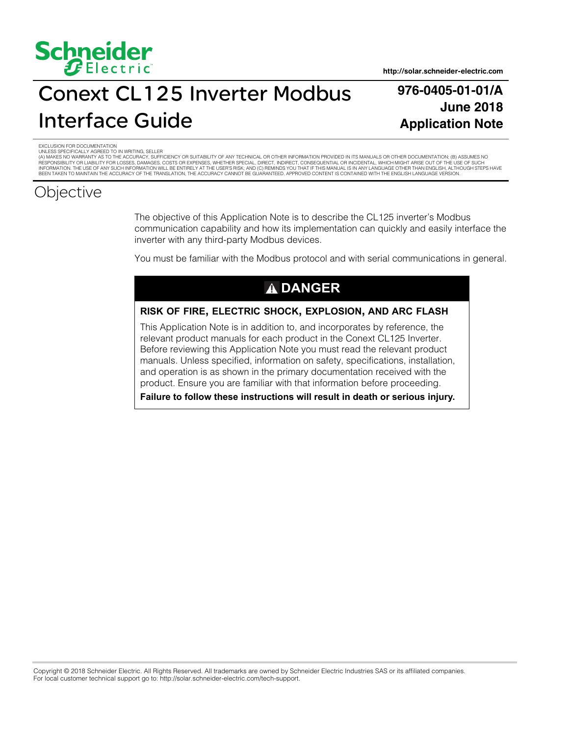Schneider Electric

http://solar.schneider-electric.com

# Conext CL125 Inverter Modbus Interface Guide

**976-0405-01-01/A**
**June 2018**
**Application Note**

EXCLUSION FOR DOCUMENTATION
UNLESS SPECIFICALLY AGREED TO IN WRITING, SELLER
(A) MAKES NO WARRANTY AS TO THE ACCURACY, SUFFICIENCY OR SUITABILITY OF ANY TECHNICAL OR OTHER INFORMATION PROVIDED IN ITS MANUALS OR OTHER DOCUMENTATION; (B) ASSUMES NO RESPONSIBILITY OR LIABILITY FOR LOSSES, DAMAGES, COSTS OR EXPENSES, WHETHER SPECIAL, DIRECT, INDIRECT, CONSEQUENTIAL OR INCIDENTAL, WHICH MIGHT ARISE OUT OF THE USE OF SUCH INFORMATION. THE USE OF ANY SUCH INFORMATION WILL BE ENTIRELY AT THE USER'S RISK; AND (C) REMINDS YOU THAT IF THIS MANUAL IS IN ANY LANGUAGE OTHER THAN ENGLISH, ALTHOUGH STEPS HAVE BEEN TAKEN TO MAINTAIN THE ACCURACY OF THE TRANSLATION, THE ACCURACY CANNOT BE GUARANTEED. APPROVED CONTENT IS CONTAINED WITH THE ENGLISH LANGUAGE VERSION.

## Objective

The objective of this Application Note is to describe the CL125 inverter's Modbus communication capability and how its implementation can quickly and easily interface the inverter with any third-party Modbus devices.

You must be familiar with the Modbus protocol and with serial communications in general.

**⚠ DANGER**

**RISK OF FIRE, ELECTRIC SHOCK, EXPLOSION, AND ARC FLASH**

This Application Note is in addition to, and incorporates by reference, the relevant product manuals for each product in the Conext CL125 Inverter. Before reviewing this Application Note you must read the relevant product manuals. Unless specified, information on safety, specifications, installation, and operation is as shown in the primary documentation received with the product. Ensure you are familiar with that information before proceeding.

**Failure to follow these instructions will result in death or serious injury.**

Copyright © 2018 Schneider Electric. All Rights Reserved. All trademarks are owned by Schneider Electric Industries SAS or its affiliated companies.
For local customer technical support go to: http://solar.schneider-electric.com/tech-support.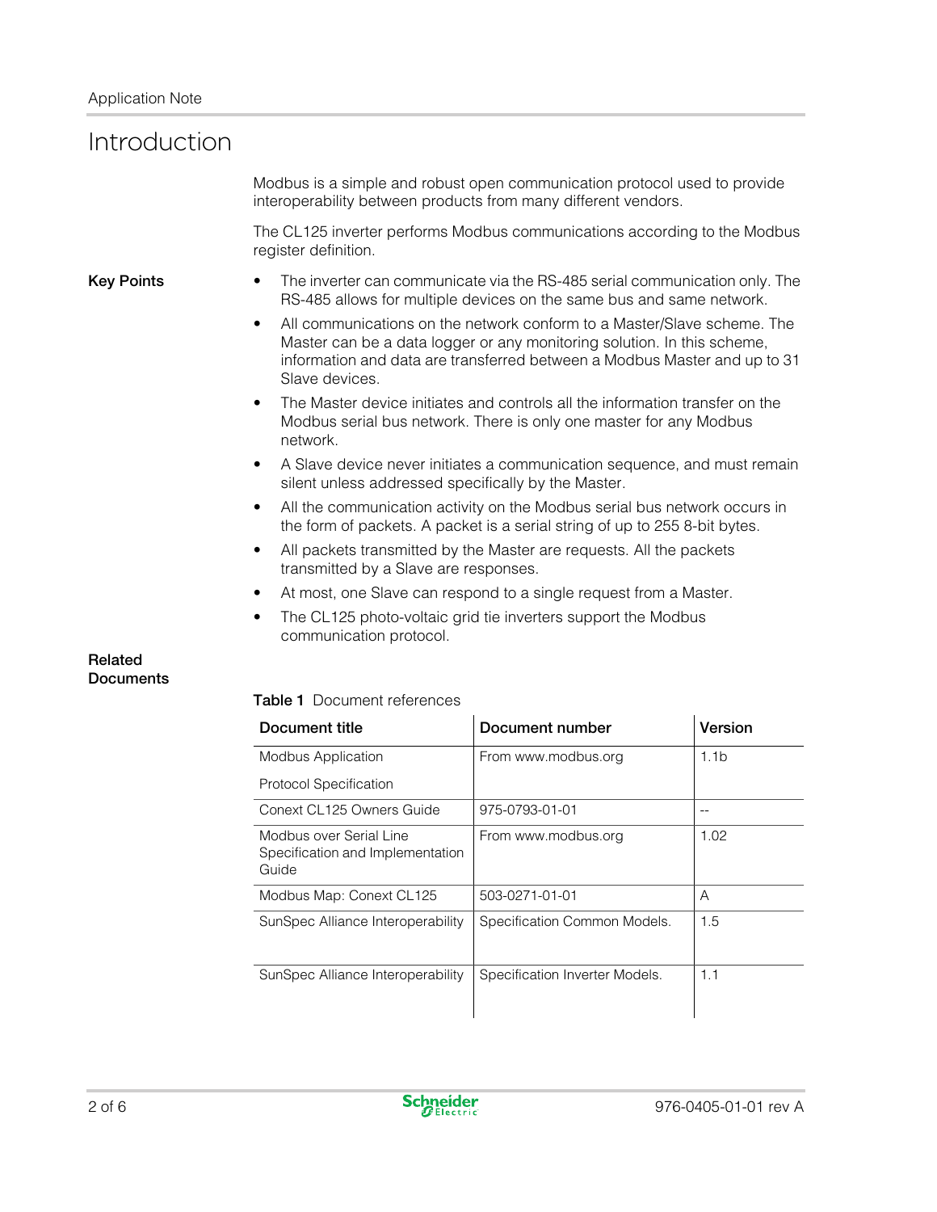# Introduction

Modbus is a simple and robust open communication protocol used to provide interoperability between products from many different vendors.

The CL125 inverter performs Modbus communications according to the Modbus register definition.

## Key Points

- The inverter can communicate via the RS-485 serial communication only. The RS-485 allows for multiple devices on the same bus and same network.
- All communications on the network conform to a Master/Slave scheme. The Master can be a data logger or any monitoring solution. In this scheme, information and data are transferred between a Modbus Master and up to 31 Slave devices.
- The Master device initiates and controls all the information transfer on the Modbus serial bus network. There is only one master for any Modbus network.
- A Slave device never initiates a communication sequence, and must remain silent unless addressed specifically by the Master.
- All the communication activity on the Modbus serial bus network occurs in the form of packets. A packet is a serial string of up to 255 8-bit bytes.
- All packets transmitted by the Master are requests. All the packets transmitted by a Slave are responses.
- At most, one Slave can respond to a single request from a Master.
- The CL125 photo-voltaic grid tie inverters support the Modbus communication protocol.

## Related Documents

**Table 1** Document references

| Document title | Document number | Version |
|---|---|---|
| Modbus Application Protocol Specification | From www.modbus.org | 1.1b |
| Conext CL125 Owners Guide | 975-0793-01-01 | -- |
| Modbus over Serial Line Specification and Implementation Guide | From www.modbus.org | 1.02 |
| Modbus Map: Conext CL125 | 503-0271-01-01 | A |
| SunSpec Alliance Interoperability | Specification Common Models. | 1.5 |
| SunSpec Alliance Interoperability | Specification Inverter Models. | 1.1 |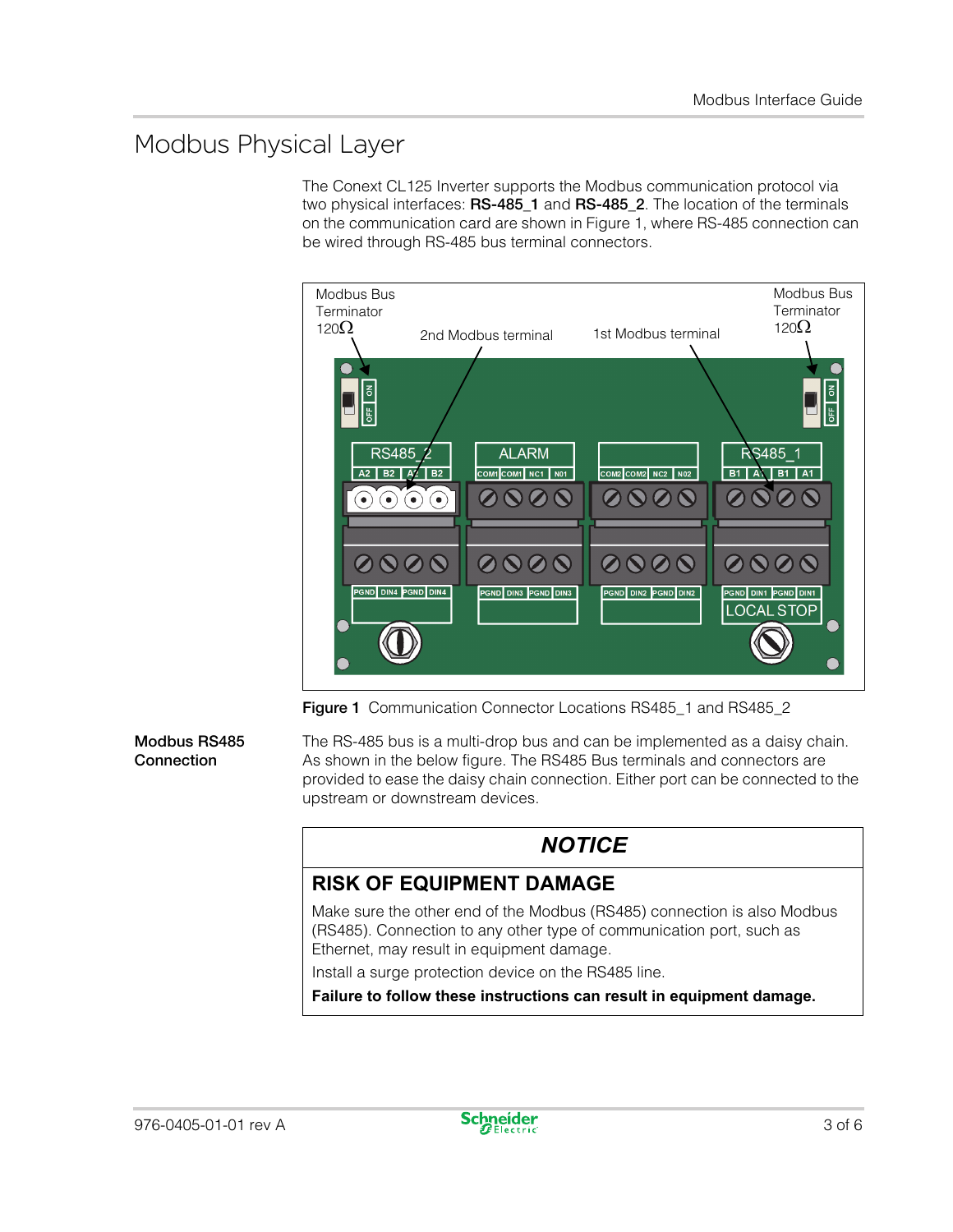# Modbus Physical Layer

The Conext CL125 Inverter supports the Modbus communication protocol via two physical interfaces: **RS-485_1** and **RS-485_2**. The location of the terminals on the communication card are shown in Figure 1, where RS-485 connection can be wired through RS-485 bus terminal connectors.

**Figure 1** Communication Connector Locations RS485_1 and RS485_2

**Modbus RS485 Connection**

The RS-485 bus is a multi-drop bus and can be implemented as a daisy chain. As shown in the below figure. The RS485 Bus terminals and connectors are provided to ease the daisy chain connection. Either port can be connected to the upstream or downstream devices.

> ***NOTICE***
>
> **RISK OF EQUIPMENT DAMAGE**
>
> Make sure the other end of the Modbus (RS485) connection is also Modbus (RS485). Connection to any other type of communication port, such as Ethernet, may result in equipment damage.
>
> Install a surge protection device on the RS485 line.
>
> **Failure to follow these instructions can result in equipment damage.**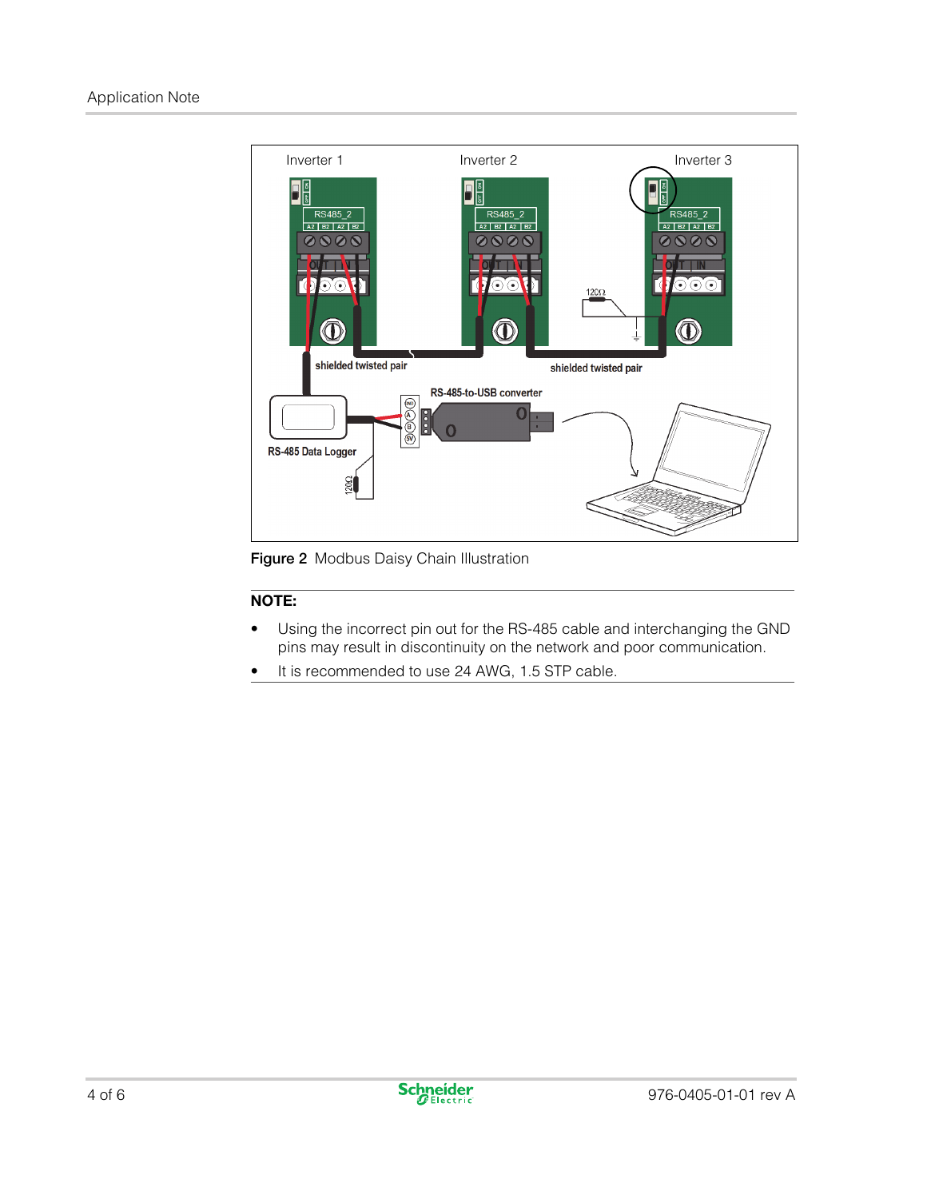**Figure 2** Modbus Daisy Chain Illustration

**NOTE:**

- Using the incorrect pin out for the RS-485 cable and interchanging the GND pins may result in discontinuity on the network and poor communication.
- It is recommended to use 24 AWG, 1.5 STP cable.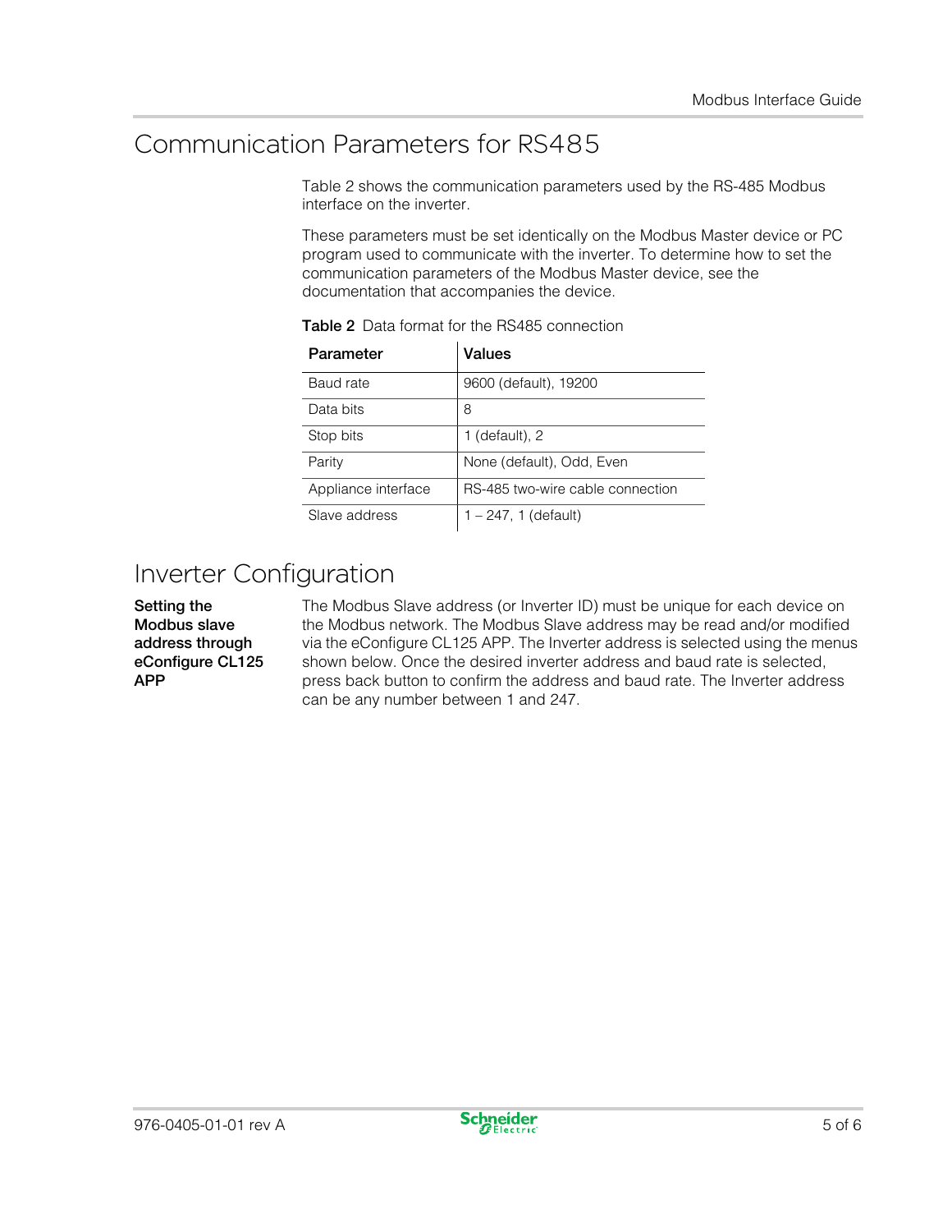## Communication Parameters for RS485

Table 2 shows the communication parameters used by the RS-485 Modbus interface on the inverter.

These parameters must be set identically on the Modbus Master device or PC program used to communicate with the inverter. To determine how to set the communication parameters of the Modbus Master device, see the documentation that accompanies the device.

**Table 2** Data format for the RS485 connection

| Parameter | Values |
|---|---|
| Baud rate | 9600 (default), 19200 |
| Data bits | 8 |
| Stop bits | 1 (default), 2 |
| Parity | None (default), Odd, Even |
| Appliance interface | RS-485 two-wire cable connection |
| Slave address | 1 – 247, 1 (default) |

## Inverter Configuration

**Setting the Modbus slave address through eConfigure CL125 APP**

The Modbus Slave address (or Inverter ID) must be unique for each device on the Modbus network. The Modbus Slave address may be read and/or modified via the eConfigure CL125 APP. The Inverter address is selected using the menus shown below. Once the desired inverter address and baud rate is selected, press back button to confirm the address and baud rate. The Inverter address can be any number between 1 and 247.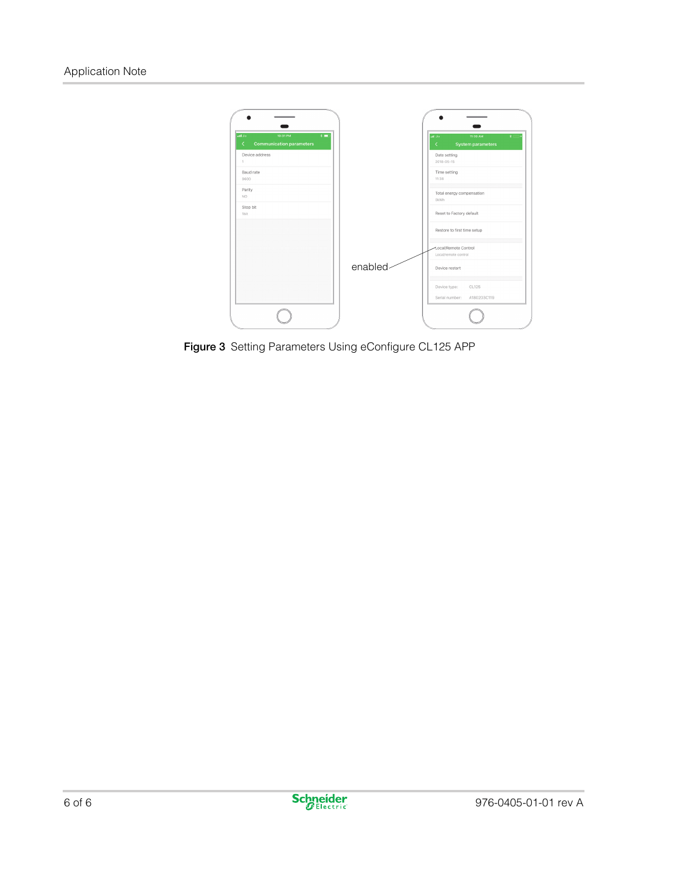**Figure 3** Setting Parameters Using eConfigure CL125 APP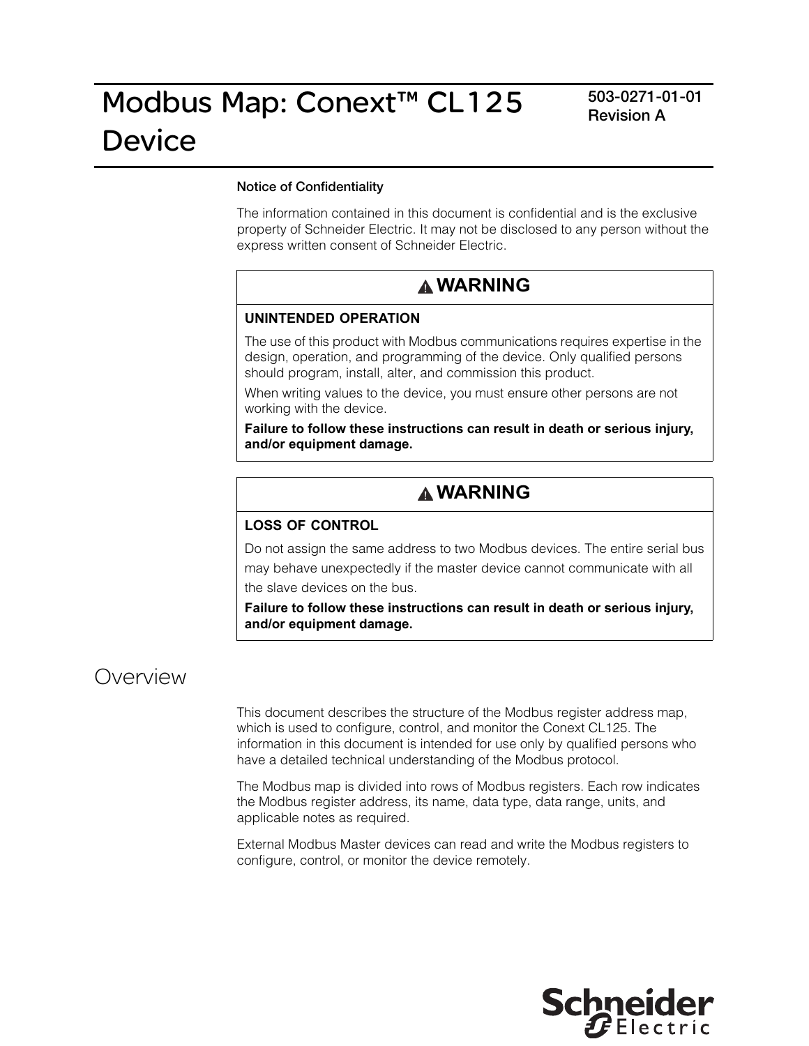# Modbus Map: Conext™ CL125 Device

503-0271-01-01
Revision A

**Notice of Confidentiality**

The information contained in this document is confidential and is the exclusive property of Schneider Electric. It may not be disclosed to any person without the express written consent of Schneider Electric.

| ⚠ WARNING |
|---|
| **UNINTENDED OPERATION**<br><br>The use of this product with Modbus communications requires expertise in the design, operation, and programming of the device. Only qualified persons should program, install, alter, and commission this product.<br><br>When writing values to the device, you must ensure other persons are not working with the device.<br><br>**Failure to follow these instructions can result in death or serious injury, and/or equipment damage.** |

| ⚠ WARNING |
|---|
| **LOSS OF CONTROL**<br><br>Do not assign the same address to two Modbus devices. The entire serial bus may behave unexpectedly if the master device cannot communicate with all the slave devices on the bus.<br><br>**Failure to follow these instructions can result in death or serious injury, and/or equipment damage.** |

## Overview

This document describes the structure of the Modbus register address map, which is used to configure, control, and monitor the Conext CL125. The information in this document is intended for use only by qualified persons who have a detailed technical understanding of the Modbus protocol.

The Modbus map is divided into rows of Modbus registers. Each row indicates the Modbus register address, its name, data type, data range, units, and applicable notes as required.

External Modbus Master devices can read and write the Modbus registers to configure, control, or monitor the device remotely.

Schneider Electric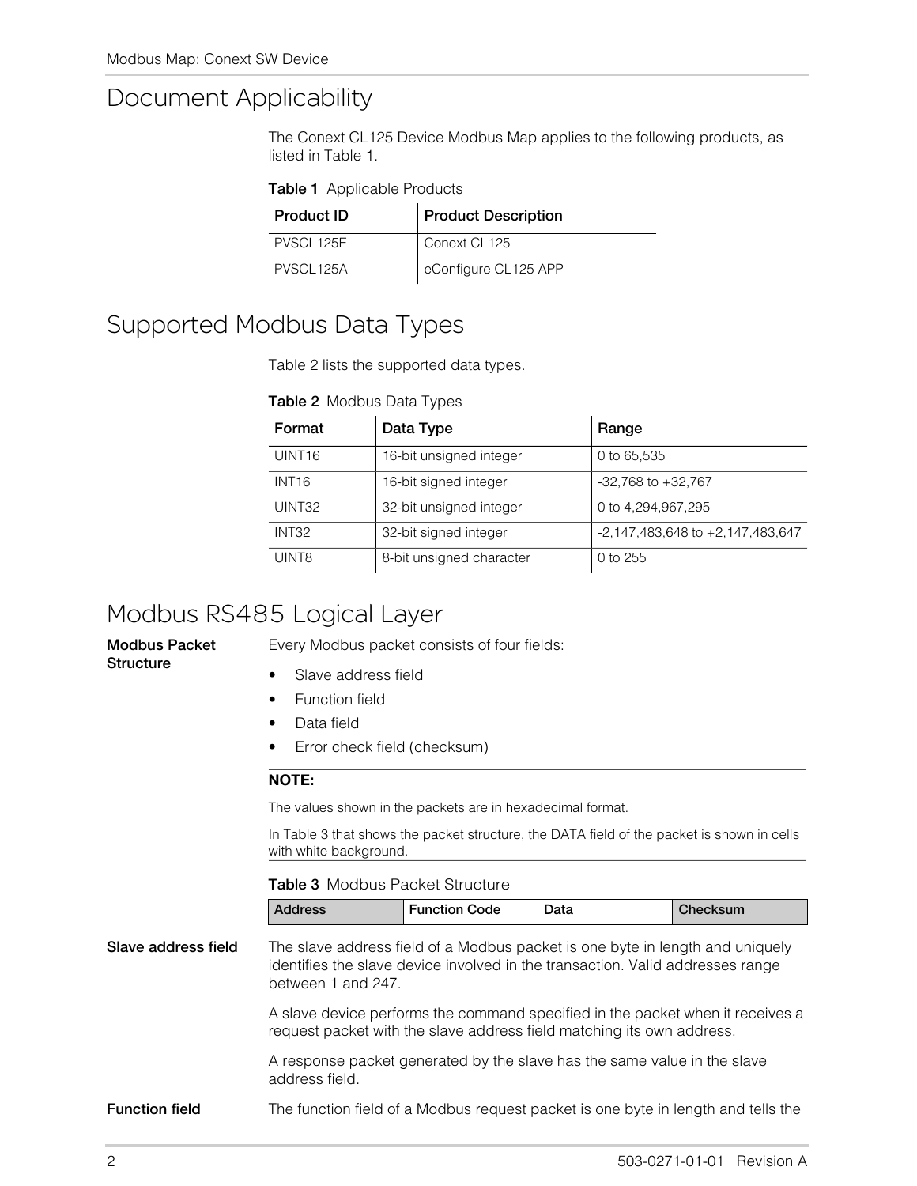# Document Applicability

The Conext CL125 Device Modbus Map applies to the following products, as listed in Table 1.

**Table 1** Applicable Products

| Product ID | Product Description |
|---|---|
| PVSCL125E | Conext CL125 |
| PVSCL125A | eConfigure CL125 APP |

# Supported Modbus Data Types

Table 2 lists the supported data types.

**Table 2** Modbus Data Types

| Format | Data Type | Range |
|---|---|---|
| UINT16 | 16-bit unsigned integer | 0 to 65,535 |
| INT16 | 16-bit signed integer | -32,768 to +32,767 |
| UINT32 | 32-bit unsigned integer | 0 to 4,294,967,295 |
| INT32 | 32-bit signed integer | -2,147,483,648 to +2,147,483,647 |
| UINT8 | 8-bit unsigned character | 0 to 255 |

# Modbus RS485 Logical Layer

**Modbus Packet Structure**

Every Modbus packet consists of four fields:

- Slave address field
- Function field
- Data field
- Error check field (checksum)

**NOTE:**

The values shown in the packets are in hexadecimal format.

In Table 3 that shows the packet structure, the DATA field of the packet is shown in cells with white background.

**Table 3** Modbus Packet Structure

| Address | Function Code | Data | Checksum |
|---|---|---|---|

**Slave address field**

The slave address field of a Modbus packet is one byte in length and uniquely identifies the slave device involved in the transaction. Valid addresses range between 1 and 247.

A slave device performs the command specified in the packet when it receives a request packet with the slave address field matching its own address.

A response packet generated by the slave has the same value in the slave address field.

**Function field**

The function field of a Modbus request packet is one byte in length and tells the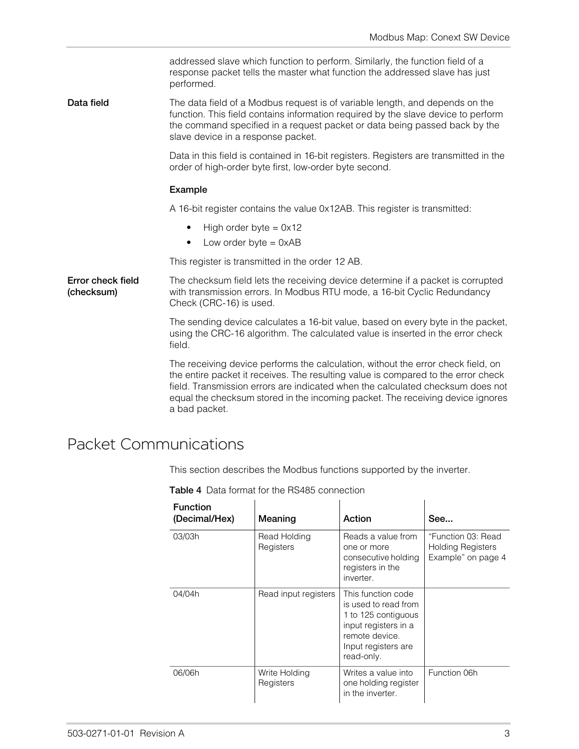addressed slave which function to perform. Similarly, the function field of a response packet tells the master what function the addressed slave has just performed.

**Data field**

The data field of a Modbus request is of variable length, and depends on the function. This field contains information required by the slave device to perform the command specified in a request packet or data being passed back by the slave device in a response packet.

Data in this field is contained in 16-bit registers. Registers are transmitted in the order of high-order byte first, low-order byte second.

**Example**

A 16-bit register contains the value 0x12AB. This register is transmitted:

- High order byte = 0x12
- Low order byte = 0xAB

This register is transmitted in the order 12 AB.

**Error check field (checksum)**

The checksum field lets the receiving device determine if a packet is corrupted with transmission errors. In Modbus RTU mode, a 16-bit Cyclic Redundancy Check (CRC-16) is used.

The sending device calculates a 16-bit value, based on every byte in the packet, using the CRC-16 algorithm. The calculated value is inserted in the error check field.

The receiving device performs the calculation, without the error check field, on the entire packet it receives. The resulting value is compared to the error check field. Transmission errors are indicated when the calculated checksum does not equal the checksum stored in the incoming packet. The receiving device ignores a bad packet.

## Packet Communications

This section describes the Modbus functions supported by the inverter.

**Table 4** Data format for the RS485 connection

| Function (Decimal/Hex) | Meaning | Action | See... |
|---|---|---|---|
| 03/03h | Read Holding Registers | Reads a value from one or more consecutive holding registers in the inverter. | “Function 03: Read Holding Registers Example” on page 4 |
| 04/04h | Read input registers | This function code is used to read from 1 to 125 contiguous input registers in a remote device. Input registers are read-only. | |
| 06/06h | Write Holding Registers | Writes a value into one holding register in the inverter. | Function 06h |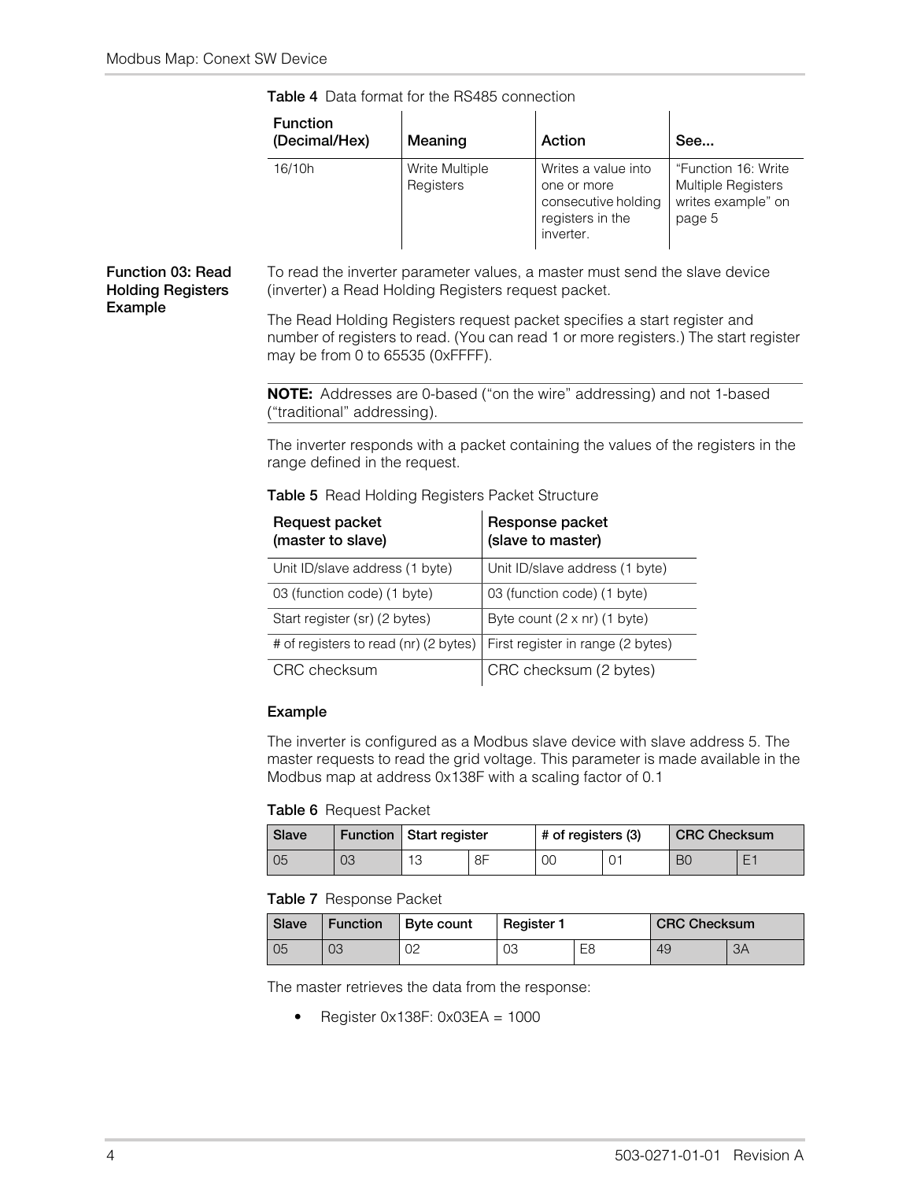**Table 4** Data format for the RS485 connection

| Function (Decimal/Hex) | Meaning | Action | See... |
|---|---|---|---|
| 16/10h | Write Multiple Registers | Writes a value into one or more consecutive holding registers in the inverter. | "Function 16: Write Multiple Registers writes example" on page 5 |

## Function 03: Read Holding Registers Example

To read the inverter parameter values, a master must send the slave device (inverter) a Read Holding Registers request packet.

The Read Holding Registers request packet specifies a start register and number of registers to read. (You can read 1 or more registers.) The start register may be from 0 to 65535 (0xFFFF).

**NOTE:** Addresses are 0-based ("on the wire" addressing) and not 1-based ("traditional" addressing).

The inverter responds with a packet containing the values of the registers in the range defined in the request.

**Table 5** Read Holding Registers Packet Structure

| Request packet (master to slave) | Response packet (slave to master) |
|---|---|
| Unit ID/slave address (1 byte) | Unit ID/slave address (1 byte) |
| 03 (function code) (1 byte) | 03 (function code) (1 byte) |
| Start register (sr) (2 bytes) | Byte count (2 x nr) (1 byte) |
| # of registers to read (nr) (2 bytes) | First register in range (2 bytes) |
| CRC checksum | CRC checksum (2 bytes) |

### Example

The inverter is configured as a Modbus slave device with slave address 5. The master requests to read the grid voltage. This parameter is made available in the Modbus map at address 0x138F with a scaling factor of 0.1

**Table 6** Request Packet

| Slave | Function | Start register | | # of registers (3) | | CRC Checksum | |
|---|---|---|---|---|---|---|---|
| 05 | 03 | 13 | 8F | 00 | 01 | B0 | E1 |

**Table 7** Response Packet

| Slave | Function | Byte count | Register 1 | | CRC Checksum | |
|---|---|---|---|---|---|---|
| 05 | 03 | 02 | 03 | E8 | 49 | 3A |

The master retrieves the data from the response:

- Register 0x138F: 0x03EA = 1000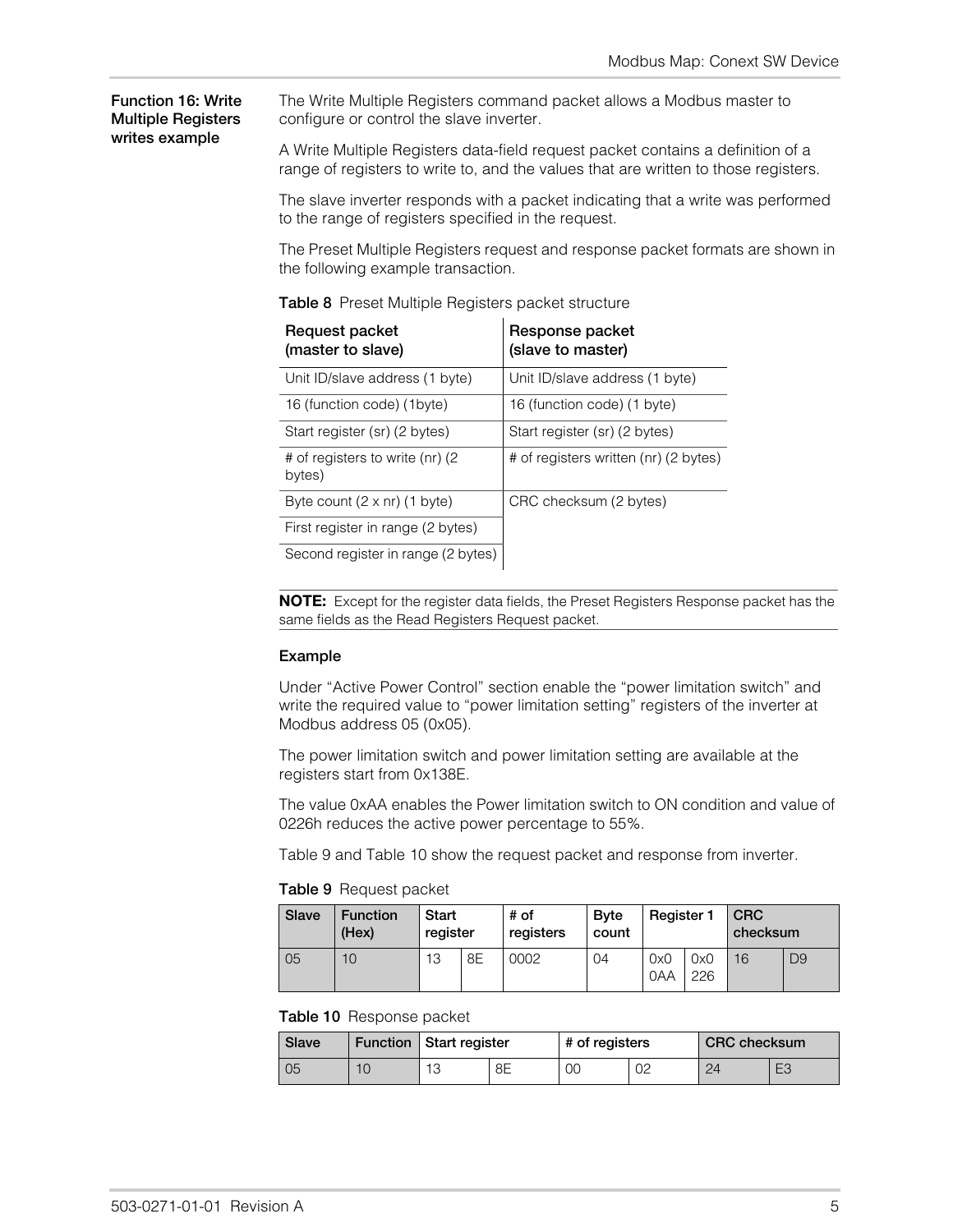## Function 16: Write Multiple Registers writes example

The Write Multiple Registers command packet allows a Modbus master to configure or control the slave inverter.

A Write Multiple Registers data-field request packet contains a definition of a range of registers to write to, and the values that are written to those registers.

The slave inverter responds with a packet indicating that a write was performed to the range of registers specified in the request.

The Preset Multiple Registers request and response packet formats are shown in the following example transaction.

**Table 8** Preset Multiple Registers packet structure

| Request packet (master to slave) | Response packet (slave to master) |
|---|---|
| Unit ID/slave address (1 byte) | Unit ID/slave address (1 byte) |
| 16 (function code) (1byte) | 16 (function code) (1 byte) |
| Start register (sr) (2 bytes) | Start register (sr) (2 bytes) |
| # of registers to write (nr) (2 bytes) | # of registers written (nr) (2 bytes) |
| Byte count (2 x nr) (1 byte) | CRC checksum (2 bytes) |
| First register in range (2 bytes) | |
| Second register in range (2 bytes) | |

**NOTE:** Except for the register data fields, the Preset Registers Response packet has the same fields as the Read Registers Request packet.

### Example

Under "Active Power Control" section enable the "power limitation switch" and write the required value to "power limitation setting" registers of the inverter at Modbus address 05 (0x05).

The power limitation switch and power limitation setting are available at the registers start from 0x138E.

The value 0xAA enables the Power limitation switch to ON condition and value of 0226h reduces the active power percentage to 55%.

Table 9 and Table 10 show the request packet and response from inverter.

**Table 9** Request packet

| Slave | Function (Hex) | Start register | | # of registers | Byte count | Register 1 | | CRC checksum | |
|---|---|---|---|---|---|---|---|---|---|
| 05 | 10 | 13 | 8E | 0002 | 04 | 0x00AA | 0x0226 | 16 | D9 |

**Table 10** Response packet

| Slave | Function | Start register | | # of registers | | CRC checksum | |
|---|---|---|---|---|---|---|---|
| 05 | 10 | 13 | 8E | 00 | 02 | 24 | E3 |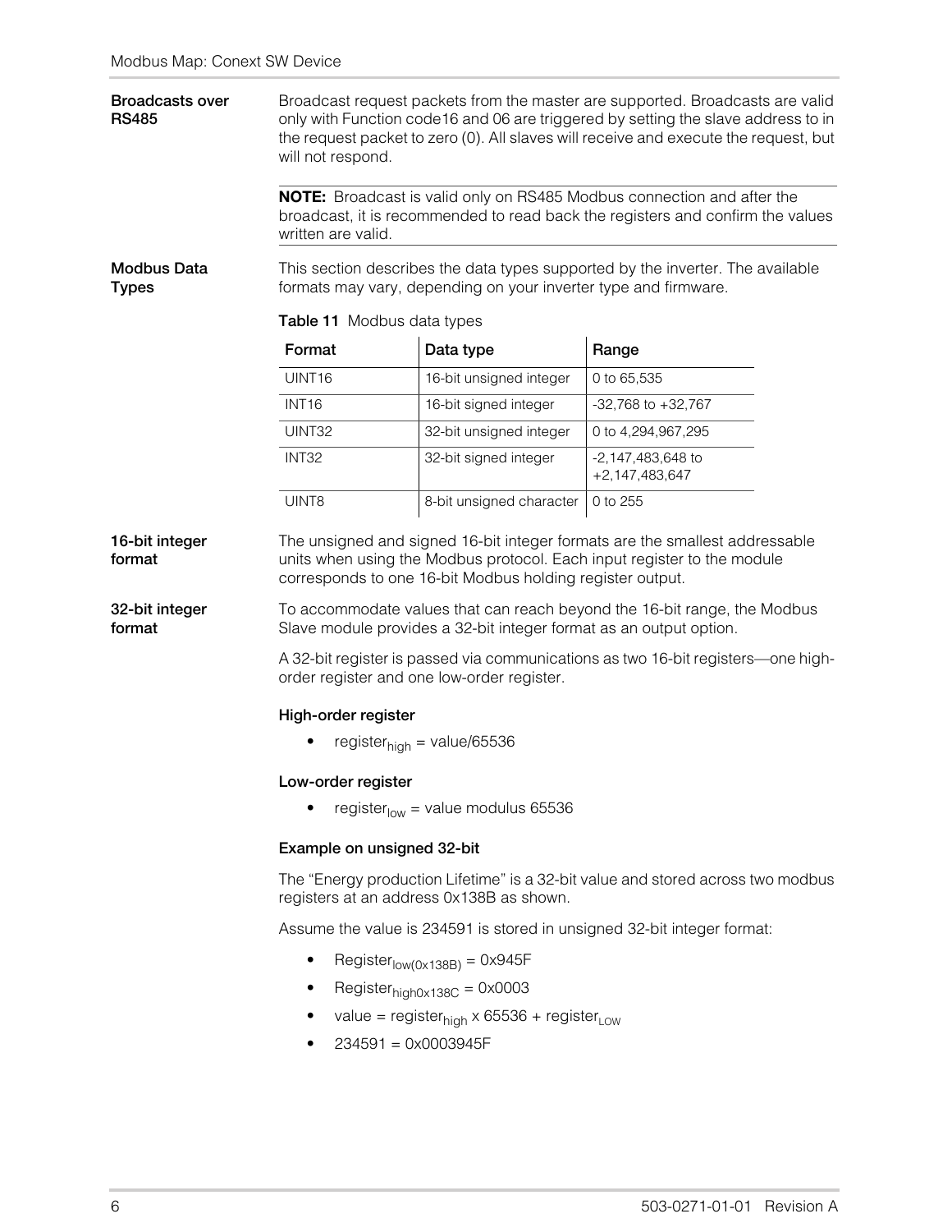### Broadcasts over RS485

Broadcast request packets from the master are supported. Broadcasts are valid only with Function code16 and 06 are triggered by setting the slave address to in the request packet to zero (0). All slaves will receive and execute the request, but will not respond.

**NOTE:** Broadcast is valid only on RS485 Modbus connection and after the broadcast, it is recommended to read back the registers and confirm the values written are valid.

### Modbus Data Types

This section describes the data types supported by the inverter. The available formats may vary, depending on your inverter type and firmware.

**Table 11** Modbus data types

| Format | Data type | Range |
|---|---|---|
| UINT16 | 16-bit unsigned integer | 0 to 65,535 |
| INT16 | 16-bit signed integer | -32,768 to +32,767 |
| UINT32 | 32-bit unsigned integer | 0 to 4,294,967,295 |
| INT32 | 32-bit signed integer | -2,147,483,648 to +2,147,483,647 |
| UINT8 | 8-bit unsigned character | 0 to 255 |

### 16-bit integer format

The unsigned and signed 16-bit integer formats are the smallest addressable units when using the Modbus protocol. Each input register to the module corresponds to one 16-bit Modbus holding register output.

### 32-bit integer format

To accommodate values that can reach beyond the 16-bit range, the Modbus Slave module provides a 32-bit integer format as an output option.

A 32-bit register is passed via communications as two 16-bit registers—one high-order register and one low-order register.

#### High-order register

- $\text{register}_{high}$ = value/65536

#### Low-order register

- $\text{register}_{low}$ = value modulus 65536

#### Example on unsigned 32-bit

The “Energy production Lifetime” is a 32-bit value and stored across two modbus registers at an address 0x138B as shown.

Assume the value is 234591 is stored in unsigned 32-bit integer format:

- $\text{Register}_{low(0x138B)}$ = 0x945F
- $\text{Register}_{high0x138C}$ = 0x0003
- value = $\text{register}_{high}$ x 65536 + $\text{register}_{LOW}$
- 234591 = 0x0003945F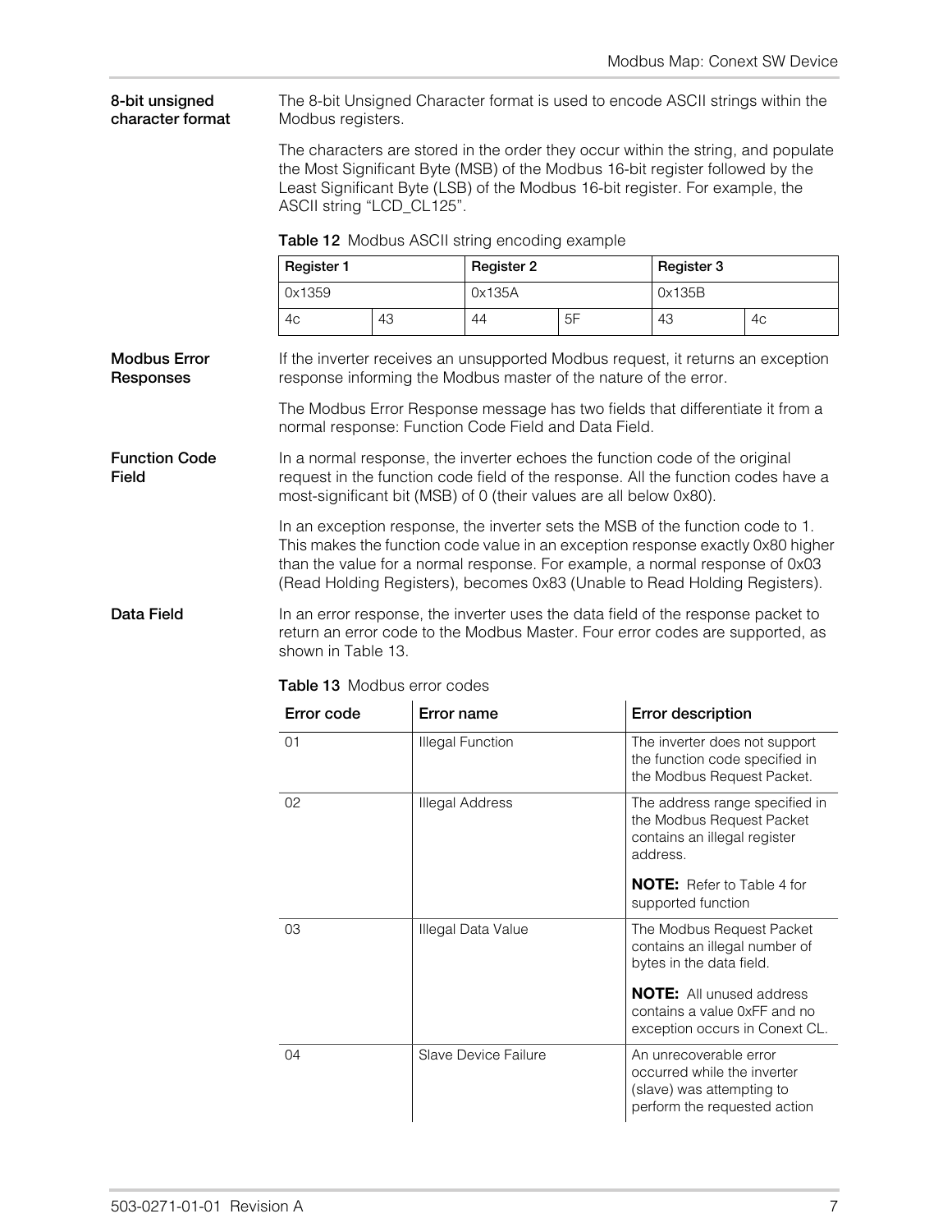### 8-bit unsigned character format

The 8-bit Unsigned Character format is used to encode ASCII strings within the Modbus registers.

The characters are stored in the order they occur within the string, and populate the Most Significant Byte (MSB) of the Modbus 16-bit register followed by the Least Significant Byte (LSB) of the Modbus 16-bit register. For example, the ASCII string "LCD_CL125".

**Table 12** Modbus ASCII string encoding example

| Register 1 | | Register 2 | | Register 3 | |
|---|---|---|---|---|---|
| 0x1359 | | 0x135A | | 0x135B | |
| 4c | 43 | 44 | 5F | 43 | 4c |

### Modbus Error Responses

If the inverter receives an unsupported Modbus request, it returns an exception response informing the Modbus master of the nature of the error.

The Modbus Error Response message has two fields that differentiate it from a normal response: Function Code Field and Data Field.

### Function Code Field

In a normal response, the inverter echoes the function code of the original request in the function code field of the response. All the function codes have a most-significant bit (MSB) of 0 (their values are all below 0x80).

In an exception response, the inverter sets the MSB of the function code to 1. This makes the function code value in an exception response exactly 0x80 higher than the value for a normal response. For example, a normal response of 0x03 (Read Holding Registers), becomes 0x83 (Unable to Read Holding Registers).

### Data Field

In an error response, the inverter uses the data field of the response packet to return an error code to the Modbus Master. Four error codes are supported, as shown in Table 13.

**Table 13** Modbus error codes

| Error code | Error name | Error description |
|---|---|---|
| 01 | Illegal Function | The inverter does not support the function code specified in the Modbus Request Packet. |
| 02 | Illegal Address | The address range specified in the Modbus Request Packet contains an illegal register address.<br><br>**NOTE:** Refer to Table 4 for supported function |
| 03 | Illegal Data Value | The Modbus Request Packet contains an illegal number of bytes in the data field.<br><br>**NOTE:** All unused address contains a value 0xFF and no exception occurs in Conext CL. |
| 04 | Slave Device Failure | An unrecoverable error occurred while the inverter (slave) was attempting to perform the requested action |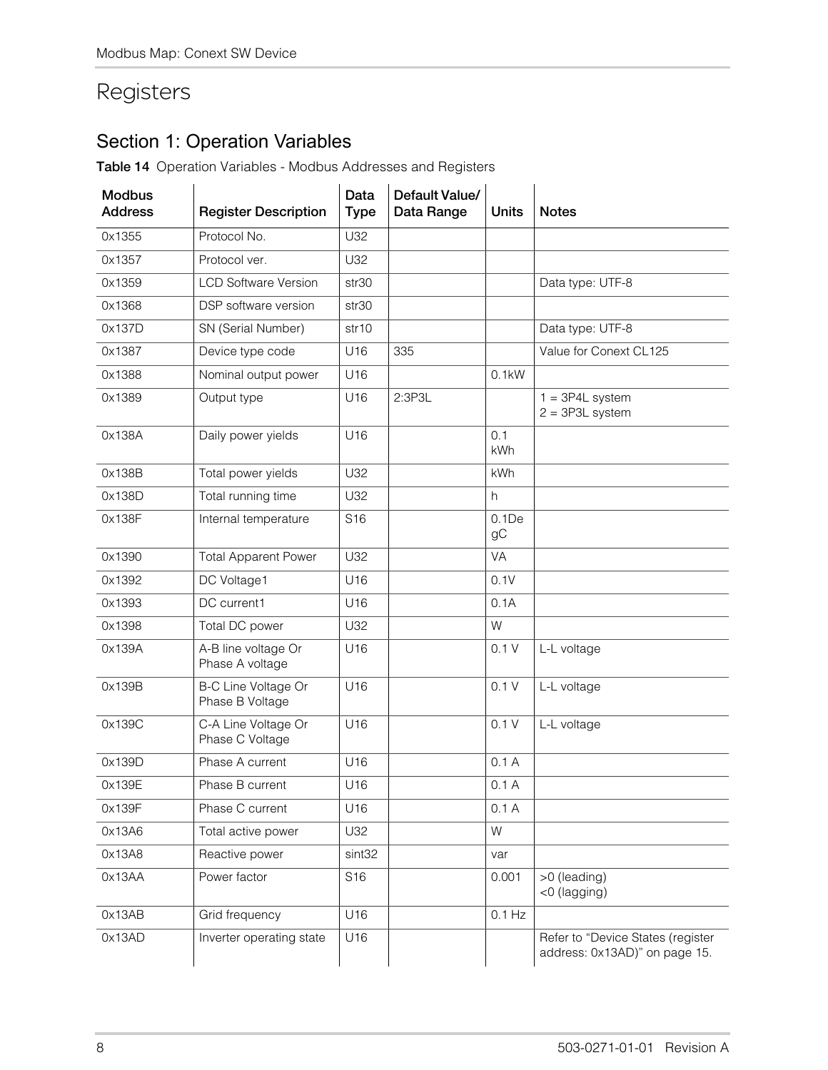# Registers

## Section 1: Operation Variables

**Table 14** Operation Variables - Modbus Addresses and Registers

| Modbus Address | Register Description | Data Type | Default Value/ Data Range | Units | Notes |
|---|---|---|---|---|---|
| 0x1355 | Protocol No. | U32 | | | |
| 0x1357 | Protocol ver. | U32 | | | |
| 0x1359 | LCD Software Version | str30 | | | Data type: UTF-8 |
| 0x1368 | DSP software version | str30 | | | |
| 0x137D | SN (Serial Number) | str10 | | | Data type: UTF-8 |
| 0x1387 | Device type code | U16 | 335 | | Value for Conext CL125 |
| 0x1388 | Nominal output power | U16 | | 0.1kW | |
| 0x1389 | Output type | U16 | 2:3P3L | | 1 = 3P4L system<br>2 = 3P3L system |
| 0x138A | Daily power yields | U16 | | 0.1 kWh | |
| 0x138B | Total power yields | U32 | | kWh | |
| 0x138D | Total running time | U32 | | h | |
| 0x138F | Internal temperature | S16 | | 0.1DegC | |
| 0x1390 | Total Apparent Power | U32 | | VA | |
| 0x1392 | DC Voltage1 | U16 | | 0.1V | |
| 0x1393 | DC current1 | U16 | | 0.1A | |
| 0x1398 | Total DC power | U32 | | W | |
| 0x139A | A-B line voltage Or Phase A voltage | U16 | | 0.1 V | L-L voltage |
| 0x139B | B-C Line Voltage Or Phase B Voltage | U16 | | 0.1 V | L-L voltage |
| 0x139C | C-A Line Voltage Or Phase C Voltage | U16 | | 0.1 V | L-L voltage |
| 0x139D | Phase A current | U16 | | 0.1 A | |
| 0x139E | Phase B current | U16 | | 0.1 A | |
| 0x139F | Phase C current | U16 | | 0.1 A | |
| 0x13A6 | Total active power | U32 | | W | |
| 0x13A8 | Reactive power | sint32 | | var | |
| 0x13AA | Power factor | S16 | | 0.001 | >0 (leading)<br><0 (lagging) |
| 0x13AB | Grid frequency | U16 | | 0.1 Hz | |
| 0x13AD | Inverter operating state | U16 | | | Refer to “Device States (register address: 0x13AD)” on page 15. |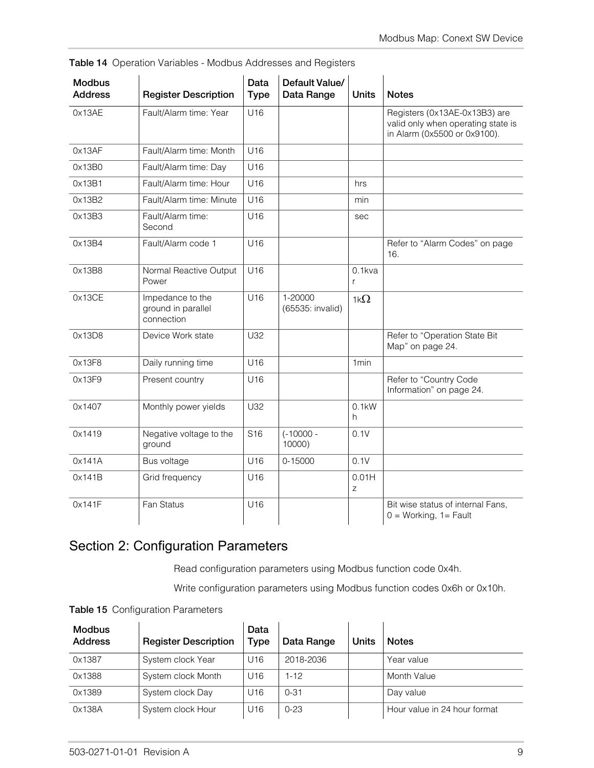**Table 14** Operation Variables - Modbus Addresses and Registers

| Modbus Address | Register Description | Data Type | Default Value/ Data Range | Units | Notes |
|---|---|---|---|---|---|
| 0x13AE | Fault/Alarm time: Year | U16 | | | Registers (0x13AE-0x13B3) are valid only when operating state is in Alarm (0x5500 or 0x9100). |
| 0x13AF | Fault/Alarm time: Month | U16 | | | |
| 0x13B0 | Fault/Alarm time: Day | U16 | | | |
| 0x13B1 | Fault/Alarm time: Hour | U16 | | hrs | |
| 0x13B2 | Fault/Alarm time: Minute | U16 | | min | |
| 0x13B3 | Fault/Alarm time: Second | U16 | | sec | |
| 0x13B4 | Fault/Alarm code 1 | U16 | | | Refer to "Alarm Codes" on page 16. |
| 0x13B8 | Normal Reactive Output Power | U16 | | 0.1kvar | |
| 0x13CE | Impedance to the ground in parallel connection | U16 | 1-20000 (65535: invalid) | 1kΩ | |
| 0x13D8 | Device Work state | U32 | | | Refer to "Operation State Bit Map" on page 24. |
| 0x13F8 | Daily running time | U16 | | 1min | |
| 0x13F9 | Present country | U16 | | | Refer to "Country Code Information" on page 24. |
| 0x1407 | Monthly power yields | U32 | | 0.1kWh | |
| 0x1419 | Negative voltage to the ground | S16 | (-10000 - 10000) | 0.1V | |
| 0x141A | Bus voltage | U16 | 0-15000 | 0.1V | |
| 0x141B | Grid frequency | U16 | | 0.01Hz | |
| 0x141F | Fan Status | U16 | | | Bit wise status of internal Fans, 0 = Working, 1= Fault |

## Section 2: Configuration Parameters

Read configuration parameters using Modbus function code 0x4h.

Write configuration parameters using Modbus function codes 0x6h or 0x10h.

**Table 15** Configuration Parameters

| Modbus Address | Register Description | Data Type | Data Range | Units | Notes |
|---|---|---|---|---|---|
| 0x1387 | System clock Year | U16 | 2018-2036 | | Year value |
| 0x1388 | System clock Month | U16 | 1-12 | | Month Value |
| 0x1389 | System clock Day | U16 | 0-31 | | Day value |
| 0x138A | System clock Hour | U16 | 0-23 | | Hour value in 24 hour format |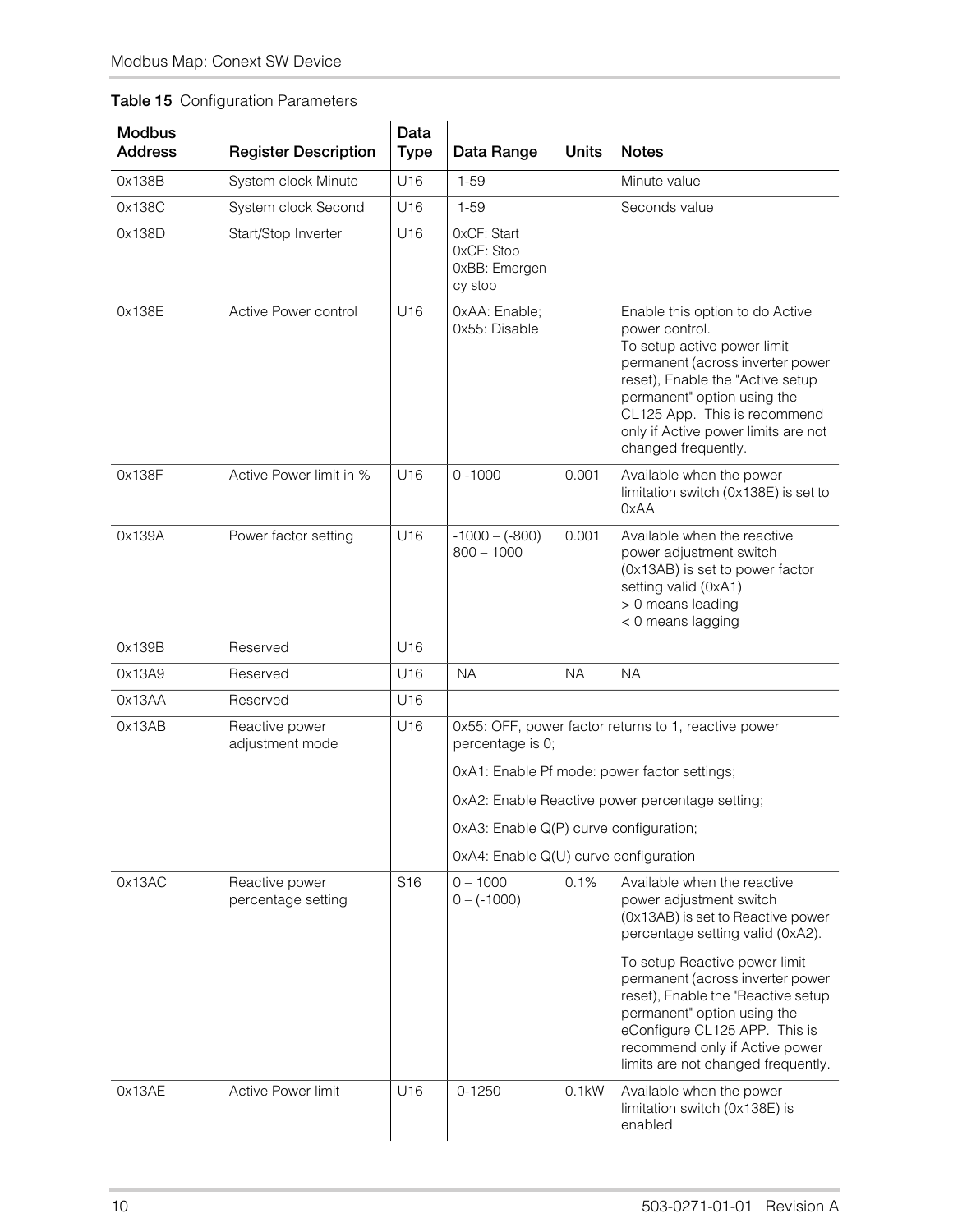**Table 15** Configuration Parameters

| Modbus Address | Register Description | Data Type | Data Range | Units | Notes |
|---|---|---|---|---|---|
| 0x138B | System clock Minute | U16 | 1-59 | | Minute value |
| 0x138C | System clock Second | U16 | 1-59 | | Seconds value |
| 0x138D | Start/Stop Inverter | U16 | 0xCF: Start<br>0xCE: Stop<br>0xBB: Emergency stop | | |
| 0x138E | Active Power control | U16 | 0xAA: Enable;<br>0x55: Disable | | Enable this option to do Active power control.<br>To setup active power limit permanent (across inverter power reset), Enable the "Active setup permanent" option using the CL125 App. This is recommend only if Active power limits are not changed frequently. |
| 0x138F | Active Power limit in % | U16 | 0 -1000 | 0.001 | Available when the power limitation switch (0x138E) is set to 0xAA |
| 0x139A | Power factor setting | U16 | -1000 – (-800)<br>800 – 1000 | 0.001 | Available when the reactive power adjustment switch (0x13AB) is set to power factor setting valid (0xA1)<br>> 0 means leading<br>< 0 means lagging |
| 0x139B | Reserved | U16 | | | |
| 0x13A9 | Reserved | U16 | NA | NA | NA |
| 0x13AA | Reserved | U16 | | | |
| 0x13AB | Reactive power adjustment mode | U16 | 0x55: OFF, power factor returns to 1, reactive power percentage is 0;<br>0xA1: Enable Pf mode: power factor settings;<br>0xA2: Enable Reactive power percentage setting;<br>0xA3: Enable Q(P) curve configuration;<br>0xA4: Enable Q(U) curve configuration | | |
| 0x13AC | Reactive power percentage setting | S16 | 0 – 1000<br>0 – (-1000) | 0.1% | Available when the reactive power adjustment switch (0x13AB) is set to Reactive power percentage setting valid (0xA2).<br>To setup Reactive power limit permanent (across inverter power reset), Enable the "Reactive setup permanent" option using the eConfigure CL125 APP. This is recommend only if Active power limits are not changed frequently. |
| 0x13AE | Active Power limit | U16 | 0-1250 | 0.1kW | Available when the power limitation switch (0x138E) is enabled |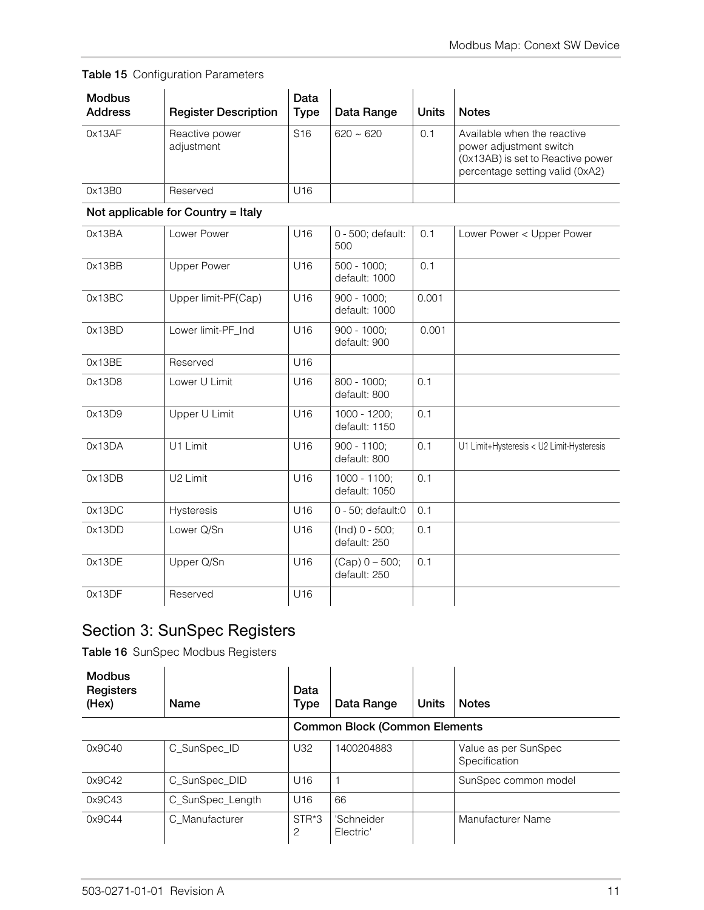**Table 15** Configuration Parameters

| Modbus Address | Register Description | Data Type | Data Range | Units | Notes |
|---|---|---|---|---|---|
| 0x13AF | Reactive power adjustment | S16 | 620 ~ 620 | 0.1 | Available when the reactive power adjustment switch (0x13AB) is set to Reactive power percentage setting valid (0xA2) |
| 0x13B0 | Reserved | U16 | | | |
| **Not applicable for Country = Italy** | | | | | |
| 0x13BA | Lower Power | U16 | 0 - 500; default: 500 | 0.1 | Lower Power < Upper Power |
| 0x13BB | Upper Power | U16 | 500 - 1000; default: 1000 | 0.1 | |
| 0x13BC | Upper limit-PF(Cap) | U16 | 900 - 1000; default: 1000 | 0.001 | |
| 0x13BD | Lower limit-PF_Ind | U16 | 900 - 1000; default: 900 | 0.001 | |
| 0x13BE | Reserved | U16 | | | |
| 0x13D8 | Lower U Limit | U16 | 800 - 1000; default: 800 | 0.1 | |
| 0x13D9 | Upper U Limit | U16 | 1000 - 1200; default: 1150 | 0.1 | |
| 0x13DA | U1 Limit | U16 | 900 - 1100; default: 800 | 0.1 | U1 Limit+Hysteresis < U2 Limit-Hysteresis |
| 0x13DB | U2 Limit | U16 | 1000 - 1100; default: 1050 | 0.1 | |
| 0x13DC | Hysteresis | U16 | 0 - 50; default:0 | 0.1 | |
| 0x13DD | Lower Q/Sn | U16 | (Ind) 0 - 500; default: 250 | 0.1 | |
| 0x13DE | Upper Q/Sn | U16 | (Cap) 0 – 500; default: 250 | 0.1 | |
| 0x13DF | Reserved | U16 | | | |

## Section 3: SunSpec Registers

**Table 16** SunSpec Modbus Registers

| Modbus Registers (Hex) | Name | Data Type | Data Range | Units | Notes |
|---|---|---|---|---|---|
| | | **Common Block (Common Elements** | | | |
| 0x9C40 | C_SunSpec_ID | U32 | 1400204883 | | Value as per SunSpec Specification |
| 0x9C42 | C_SunSpec_DID | U16 | 1 | | SunSpec common model |
| 0x9C43 | C_SunSpec_Length | U16 | 66 | | |
| 0x9C44 | C_Manufacturer | STR*32 | 'Schneider Electric' | | Manufacturer Name |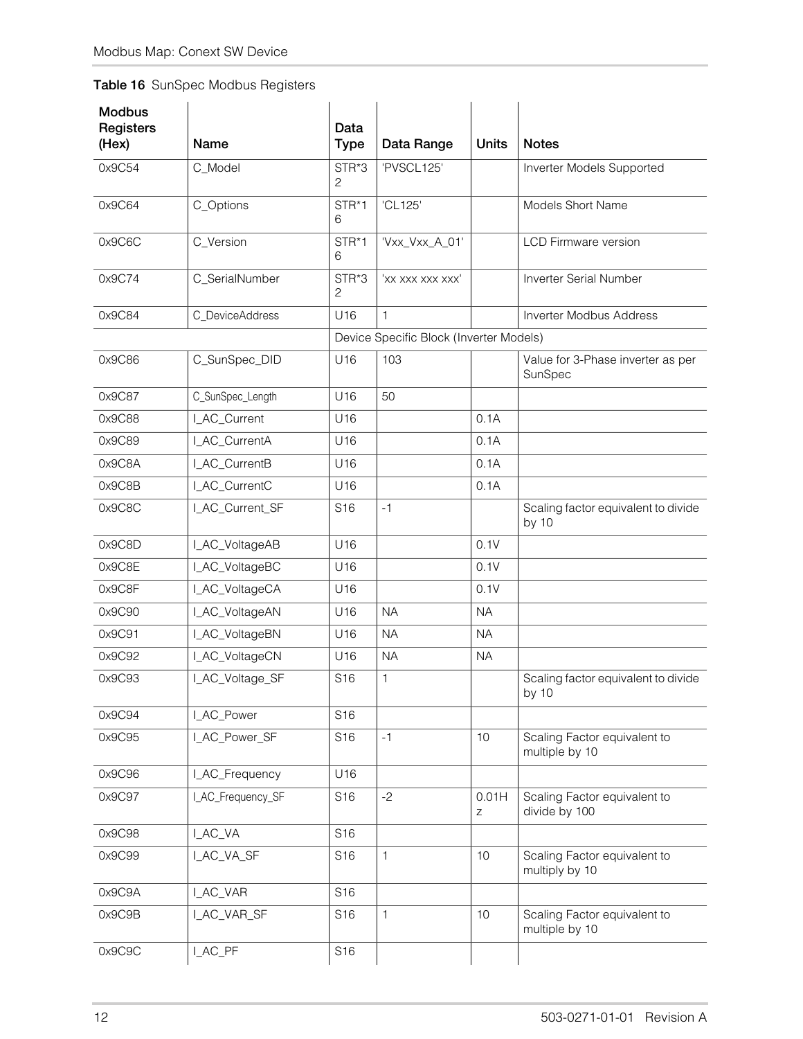**Table 16** SunSpec Modbus Registers

| Modbus Registers (Hex) | Name | Data Type | Data Range | Units | Notes |
|---|---|---|---|---|---|
| 0x9C54 | C_Model | STR*32 | 'PVSCL125' | | Inverter Models Supported |
| 0x9C64 | C_Options | STR*16 | 'CL125' | | Models Short Name |
| 0x9C6C | C_Version | STR*16 | 'Vxx_Vxx_A_01' | | LCD Firmware version |
| 0x9C74 | C_SerialNumber | STR*32 | 'xx xxx xxx xxx' | | Inverter Serial Number |
| 0x9C84 | C_DeviceAddress | U16 | 1 | | Inverter Modbus Address |
| | | Device Specific Block (Inverter Models) | | | |
| 0x9C86 | C_SunSpec_DID | U16 | 103 | | Value for 3-Phase inverter as per SunSpec |
| 0x9C87 | C_SunSpec_Length | U16 | 50 | | |
| 0x9C88 | I_AC_Current | U16 | | 0.1A | |
| 0x9C89 | I_AC_CurrentA | U16 | | 0.1A | |
| 0x9C8A | I_AC_CurrentB | U16 | | 0.1A | |
| 0x9C8B | I_AC_CurrentC | U16 | | 0.1A | |
| 0x9C8C | I_AC_Current_SF | S16 | -1 | | Scaling factor equivalent to divide by 10 |
| 0x9C8D | I_AC_VoltageAB | U16 | | 0.1V | |
| 0x9C8E | I_AC_VoltageBC | U16 | | 0.1V | |
| 0x9C8F | I_AC_VoltageCA | U16 | | 0.1V | |
| 0x9C90 | I_AC_VoltageAN | U16 | NA | NA | |
| 0x9C91 | I_AC_VoltageBN | U16 | NA | NA | |
| 0x9C92 | I_AC_VoltageCN | U16 | NA | NA | |
| 0x9C93 | I_AC_Voltage_SF | S16 | 1 | | Scaling factor equivalent to divide by 10 |
| 0x9C94 | I_AC_Power | S16 | | | |
| 0x9C95 | I_AC_Power_SF | S16 | -1 | 10 | Scaling Factor equivalent to multiple by 10 |
| 0x9C96 | I_AC_Frequency | U16 | | | |
| 0x9C97 | I_AC_Frequency_SF | S16 | -2 | 0.01Hz | Scaling Factor equivalent to divide by 100 |
| 0x9C98 | I_AC_VA | S16 | | | |
| 0x9C99 | I_AC_VA_SF | S16 | 1 | 10 | Scaling Factor equivalent to multiply by 10 |
| 0x9C9A | I_AC_VAR | S16 | | | |
| 0x9C9B | I_AC_VAR_SF | S16 | 1 | 10 | Scaling Factor equivalent to multiple by 10 |
| 0x9C9C | I_AC_PF | S16 | | | |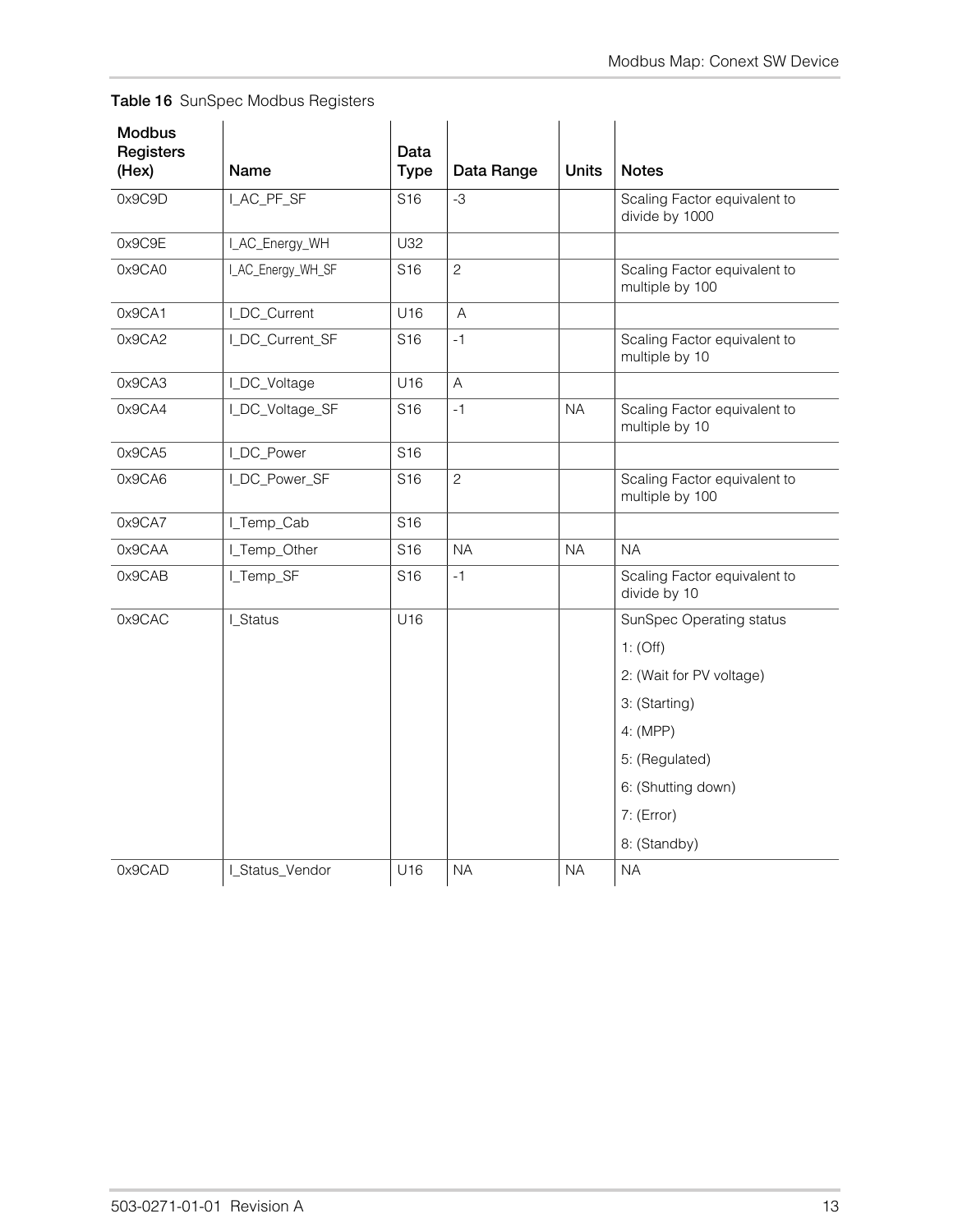**Table 16** SunSpec Modbus Registers

| Modbus Registers (Hex) | Name | Data Type | Data Range | Units | Notes |
|---|---|---|---|---|---|
| 0x9C9D | I_AC_PF_SF | S16 | -3 | | Scaling Factor equivalent to divide by 1000 |
| 0x9C9E | I_AC_Energy_WH | U32 | | | |
| 0x9CA0 | I_AC_Energy_WH_SF | S16 | 2 | | Scaling Factor equivalent to multiple by 100 |
| 0x9CA1 | I_DC_Current | U16 | A | | |
| 0x9CA2 | I_DC_Current_SF | S16 | -1 | | Scaling Factor equivalent to multiple by 10 |
| 0x9CA3 | I_DC_Voltage | U16 | A | | |
| 0x9CA4 | I_DC_Voltage_SF | S16 | -1 | NA | Scaling Factor equivalent to multiple by 10 |
| 0x9CA5 | I_DC_Power | S16 | | | |
| 0x9CA6 | I_DC_Power_SF | S16 | 2 | | Scaling Factor equivalent to multiple by 100 |
| 0x9CA7 | I_Temp_Cab | S16 | | | |
| 0x9CAA | I_Temp_Other | S16 | NA | NA | NA |
| 0x9CAB | I_Temp_SF | S16 | -1 | | Scaling Factor equivalent to divide by 10 |
| 0x9CAC | I_Status | U16 | | | SunSpec Operating status<br>1: (Off)<br>2: (Wait for PV voltage)<br>3: (Starting)<br>4: (MPP)<br>5: (Regulated)<br>6: (Shutting down)<br>7: (Error)<br>8: (Standby) |
| 0x9CAD | I_Status_Vendor | U16 | NA | NA | NA |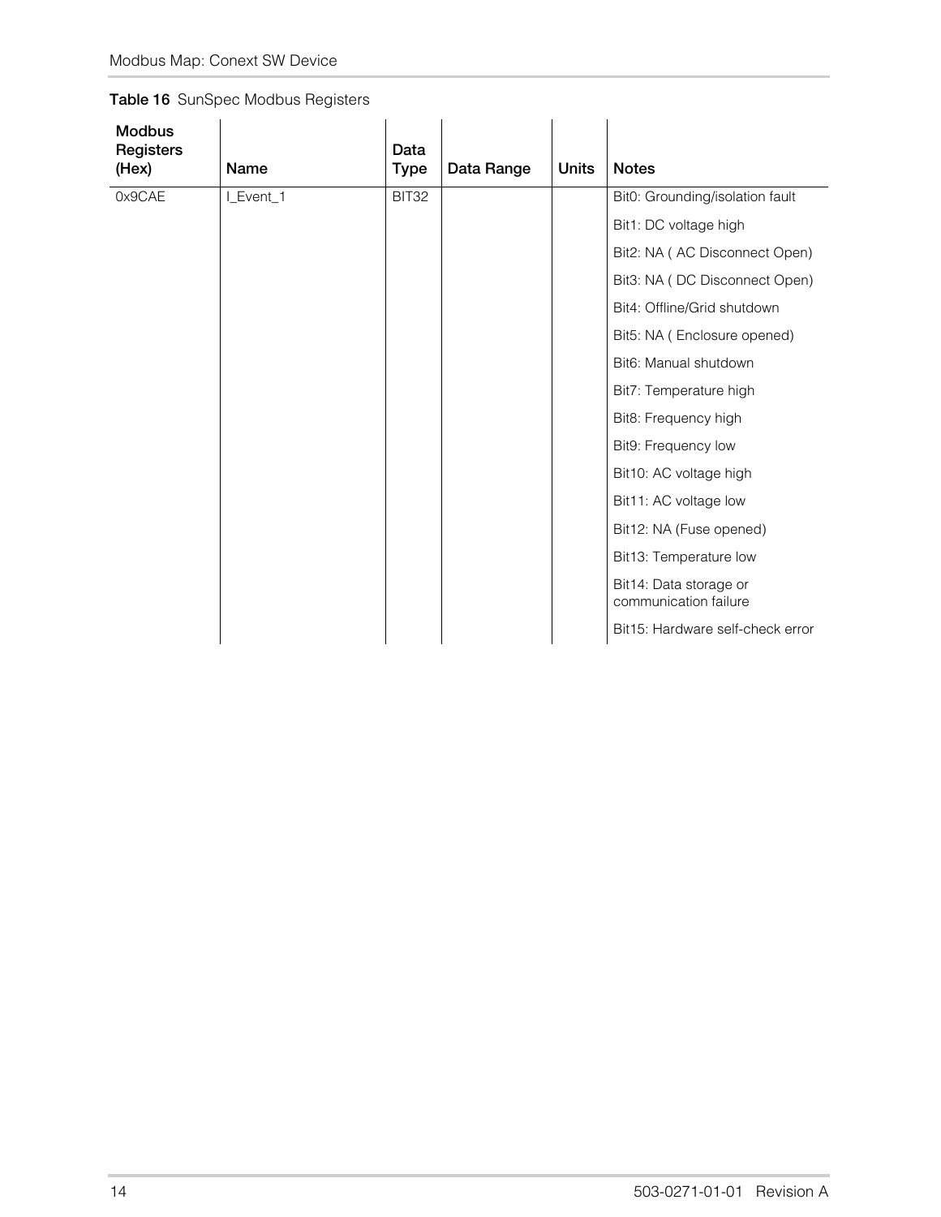**Table 16** SunSpec Modbus Registers

| Modbus Registers (Hex) | Name | Data Type | Data Range | Units | Notes |
|---|---|---|---|---|---|
| 0x9CAE | I_Event_1 | BIT32 | | | Bit0: Grounding/isolation fault |
| | | | | | Bit1: DC voltage high |
| | | | | | Bit2: NA ( AC Disconnect Open) |
| | | | | | Bit3: NA ( DC Disconnect Open) |
| | | | | | Bit4: Offline/Grid shutdown |
| | | | | | Bit5: NA ( Enclosure opened) |
| | | | | | Bit6: Manual shutdown |
| | | | | | Bit7: Temperature high |
| | | | | | Bit8: Frequency high |
| | | | | | Bit9: Frequency low |
| | | | | | Bit10: AC voltage high |
| | | | | | Bit11: AC voltage low |
| | | | | | Bit12: NA (Fuse opened) |
| | | | | | Bit13: Temperature low |
| | | | | | Bit14: Data storage or communication failure |
| | | | | | Bit15: Hardware self-check error |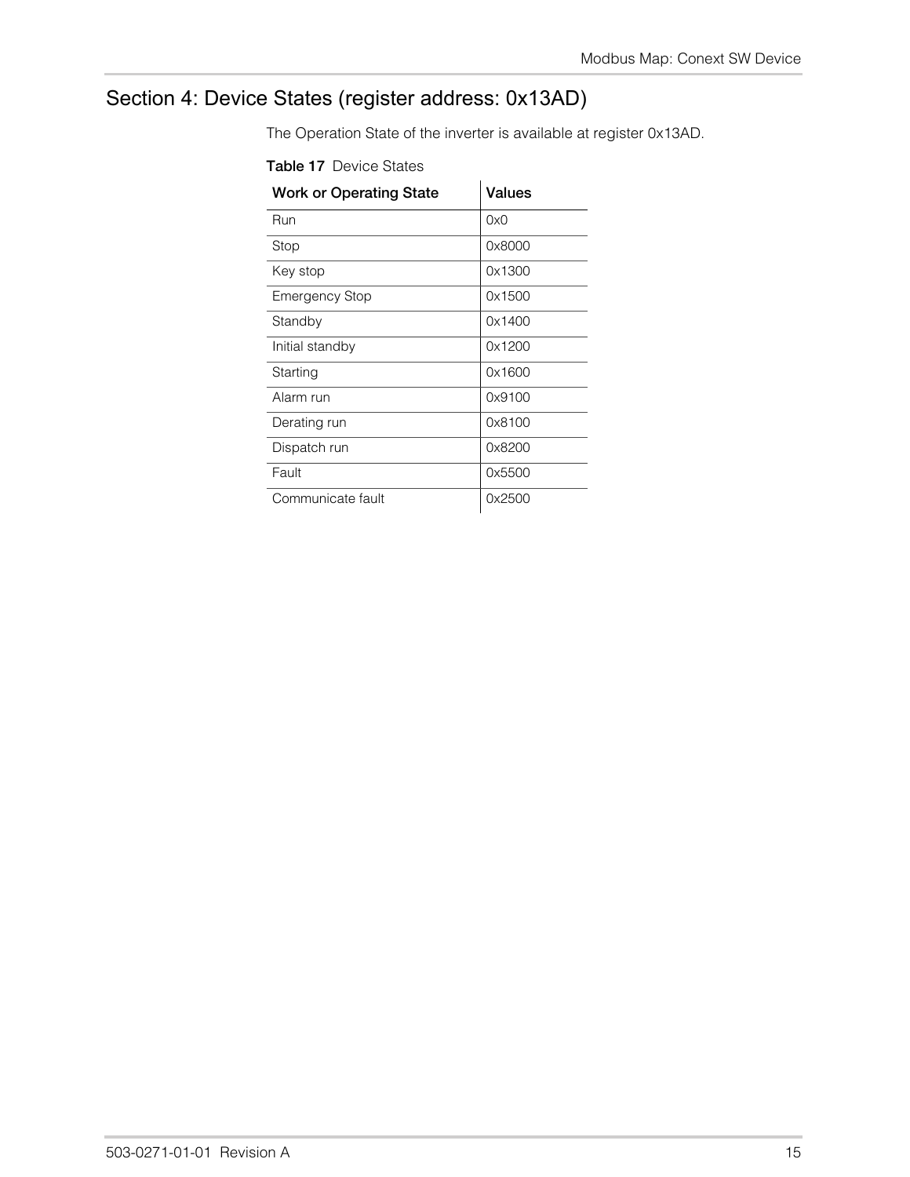# Section 4: Device States (register address: 0x13AD)

The Operation State of the inverter is available at register 0x13AD.

**Table 17** Device States

| Work or Operating State | Values |
|---|---|
| Run | 0x0 |
| Stop | 0x8000 |
| Key stop | 0x1300 |
| Emergency Stop | 0x1500 |
| Standby | 0x1400 |
| Initial standby | 0x1200 |
| Starting | 0x1600 |
| Alarm run | 0x9100 |
| Derating run | 0x8100 |
| Dispatch run | 0x8200 |
| Fault | 0x5500 |
| Communicate fault | 0x2500 |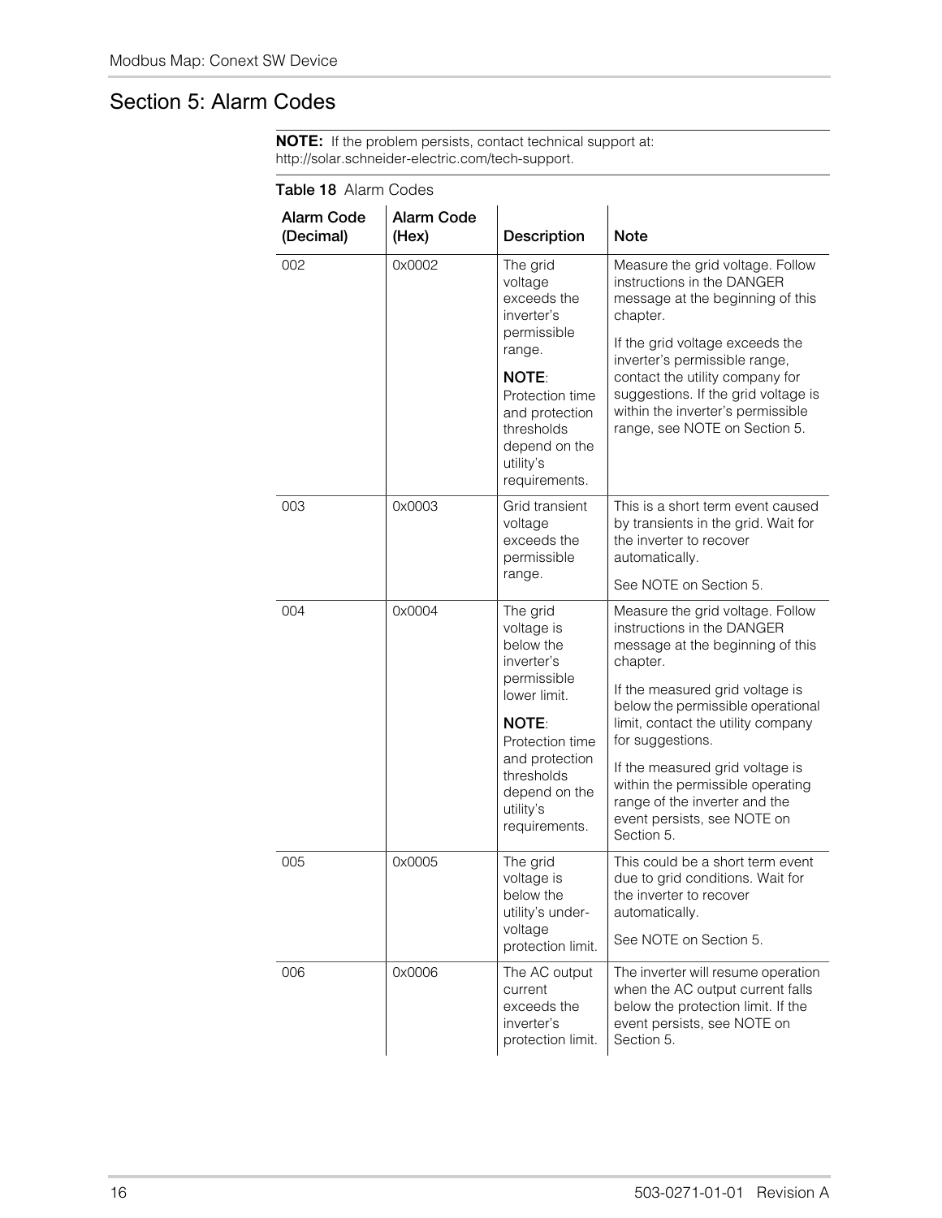# Section 5: Alarm Codes

**NOTE:** If the problem persists, contact technical support at: http://solar.schneider-electric.com/tech-support.

**Table 18** Alarm Codes

| Alarm Code (Decimal) | Alarm Code (Hex) | Description | Note |
|---|---|---|---|
| 002 | 0x0002 | The grid voltage exceeds the inverter's permissible range.<br><br>**NOTE**: Protection time and protection thresholds depend on the utility's requirements. | Measure the grid voltage. Follow instructions in the DANGER message at the beginning of this chapter.<br><br>If the grid voltage exceeds the inverter's permissible range, contact the utility company for suggestions. If the grid voltage is within the inverter's permissible range, see NOTE on Section 5. |
| 003 | 0x0003 | Grid transient voltage exceeds the permissible range. | This is a short term event caused by transients in the grid. Wait for the inverter to recover automatically.<br><br>See NOTE on Section 5. |
| 004 | 0x0004 | The grid voltage is below the inverter's permissible lower limit.<br><br>**NOTE**: Protection time and protection thresholds depend on the utility's requirements. | Measure the grid voltage. Follow instructions in the DANGER message at the beginning of this chapter.<br><br>If the measured grid voltage is below the permissible operational limit, contact the utility company for suggestions.<br><br>If the measured grid voltage is within the permissible operating range of the inverter and the event persists, see NOTE on Section 5. |
| 005 | 0x0005 | The grid voltage is below the utility's under-voltage protection limit. | This could be a short term event due to grid conditions. Wait for the inverter to recover automatically.<br><br>See NOTE on Section 5. |
| 006 | 0x0006 | The AC output current exceeds the inverter's protection limit. | The inverter will resume operation when the AC output current falls below the protection limit. If the event persists, see NOTE on Section 5. |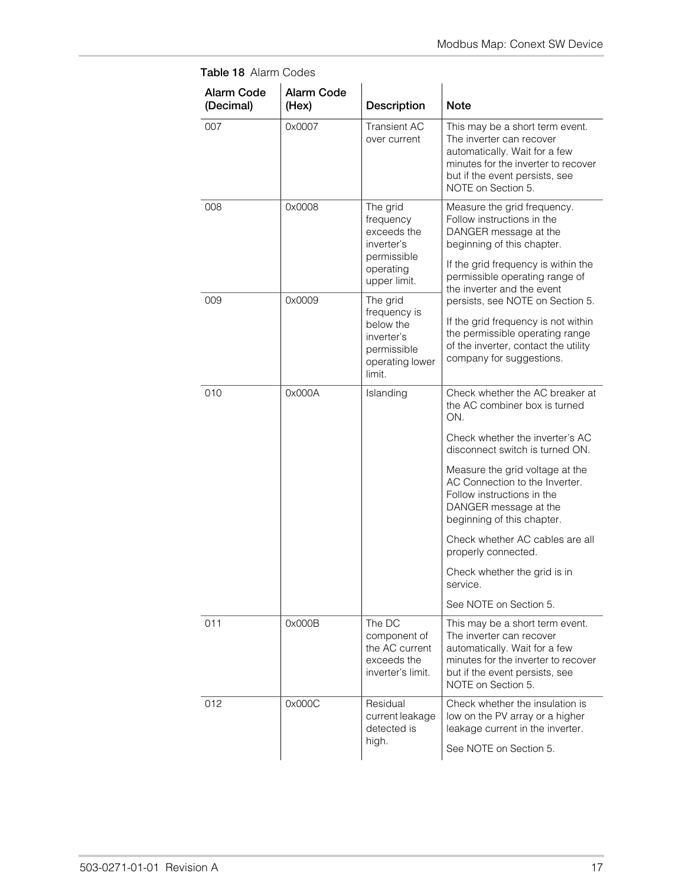**Table 18** Alarm Codes

| Alarm Code (Decimal) | Alarm Code (Hex) | Description | Note |
|---|---|---|---|
| 007 | 0x0007 | Transient AC over current | This may be a short term event. The inverter can recover automatically. Wait for a few minutes for the inverter to recover but if the event persists, see NOTE on Section 5. |
| 008 | 0x0008 | The grid frequency exceeds the inverter's permissible operating upper limit. | Measure the grid frequency. Follow instructions in the DANGER message at the beginning of this chapter.<br><br>If the grid frequency is within the permissible operating range of the inverter and the event persists, see NOTE on Section 5.<br><br>If the grid frequency is not within the permissible operating range of the inverter, contact the utility company for suggestions. |
| 009 | 0x0009 | The grid frequency is below the inverter's permissible operating lower limit. | |
| 010 | 0x000A | Islanding | Check whether the AC breaker at the AC combiner box is turned ON.<br><br>Check whether the inverter's AC disconnect switch is turned ON.<br><br>Measure the grid voltage at the AC Connection to the Inverter. Follow instructions in the DANGER message at the beginning of this chapter.<br><br>Check whether AC cables are all properly connected.<br><br>Check whether the grid is in service.<br><br>See NOTE on Section 5. |
| 011 | 0x000B | The DC component of the AC current exceeds the inverter's limit. | This may be a short term event. The inverter can recover automatically. Wait for a few minutes for the inverter to recover but if the event persists, see NOTE on Section 5. |
| 012 | 0x000C | Residual current leakage detected is high. | Check whether the insulation is low on the PV array or a higher leakage current in the inverter.<br><br>See NOTE on Section 5. |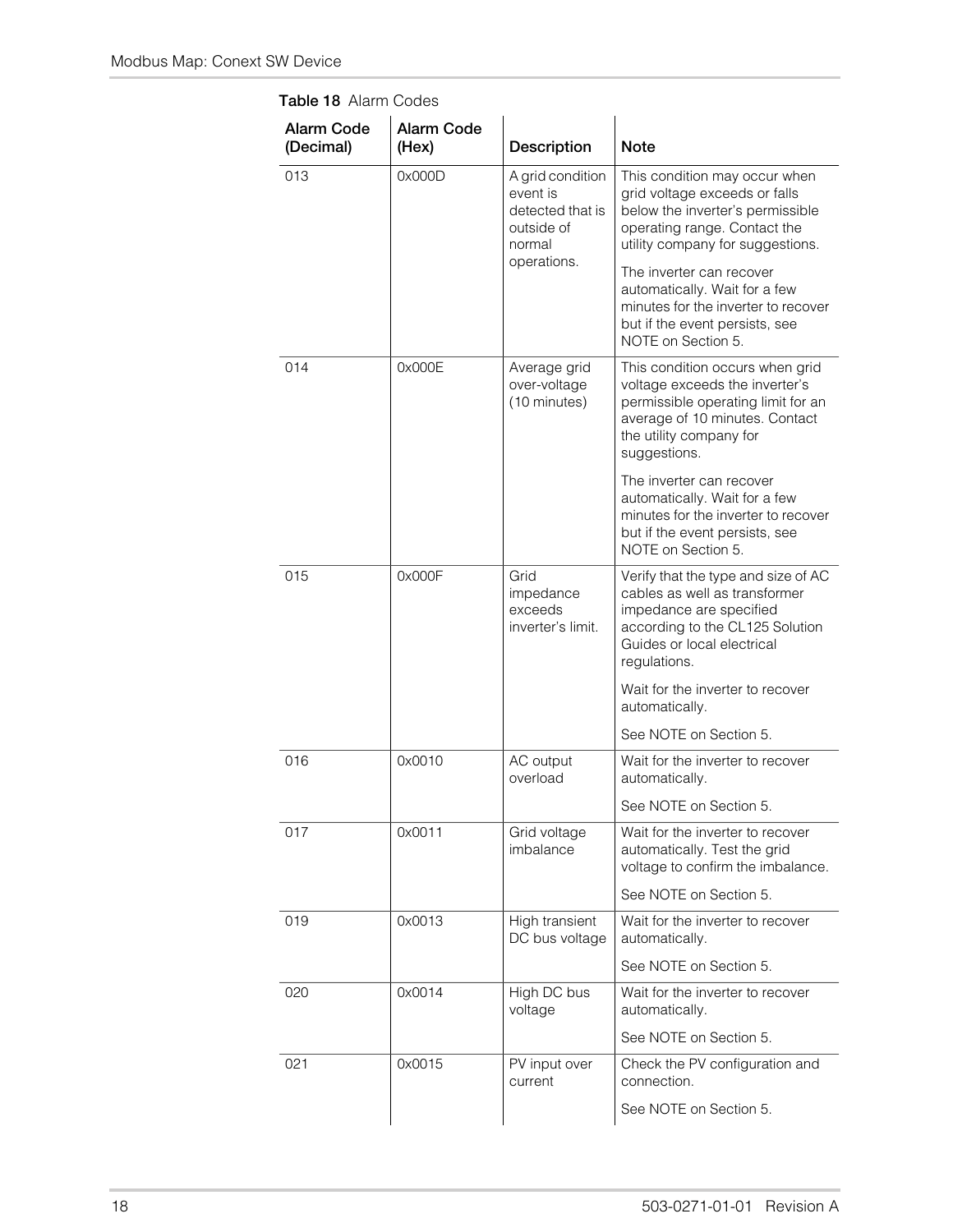**Table 18** Alarm Codes

| Alarm Code (Decimal) | Alarm Code (Hex) | Description | Note |
|---|---|---|---|
| 013 | 0x000D | A grid condition event is detected that is outside of normal operations. | This condition may occur when grid voltage exceeds or falls below the inverter's permissible operating range. Contact the utility company for suggestions.<br><br>The inverter can recover automatically. Wait for a few minutes for the inverter to recover but if the event persists, see NOTE on Section 5. |
| 014 | 0x000E | Average grid over-voltage (10 minutes) | This condition occurs when grid voltage exceeds the inverter's permissible operating limit for an average of 10 minutes. Contact the utility company for suggestions.<br><br>The inverter can recover automatically. Wait for a few minutes for the inverter to recover but if the event persists, see NOTE on Section 5. |
| 015 | 0x000F | Grid impedance exceeds inverter's limit. | Verify that the type and size of AC cables as well as transformer impedance are specified according to the CL125 Solution Guides or local electrical regulations.<br><br>Wait for the inverter to recover automatically.<br><br>See NOTE on Section 5. |
| 016 | 0x0010 | AC output overload | Wait for the inverter to recover automatically.<br><br>See NOTE on Section 5. |
| 017 | 0x0011 | Grid voltage imbalance | Wait for the inverter to recover automatically. Test the grid voltage to confirm the imbalance.<br><br>See NOTE on Section 5. |
| 019 | 0x0013 | High transient DC bus voltage | Wait for the inverter to recover automatically.<br><br>See NOTE on Section 5. |
| 020 | 0x0014 | High DC bus voltage | Wait for the inverter to recover automatically.<br><br>See NOTE on Section 5. |
| 021 | 0x0015 | PV input over current | Check the PV configuration and connection.<br><br>See NOTE on Section 5. |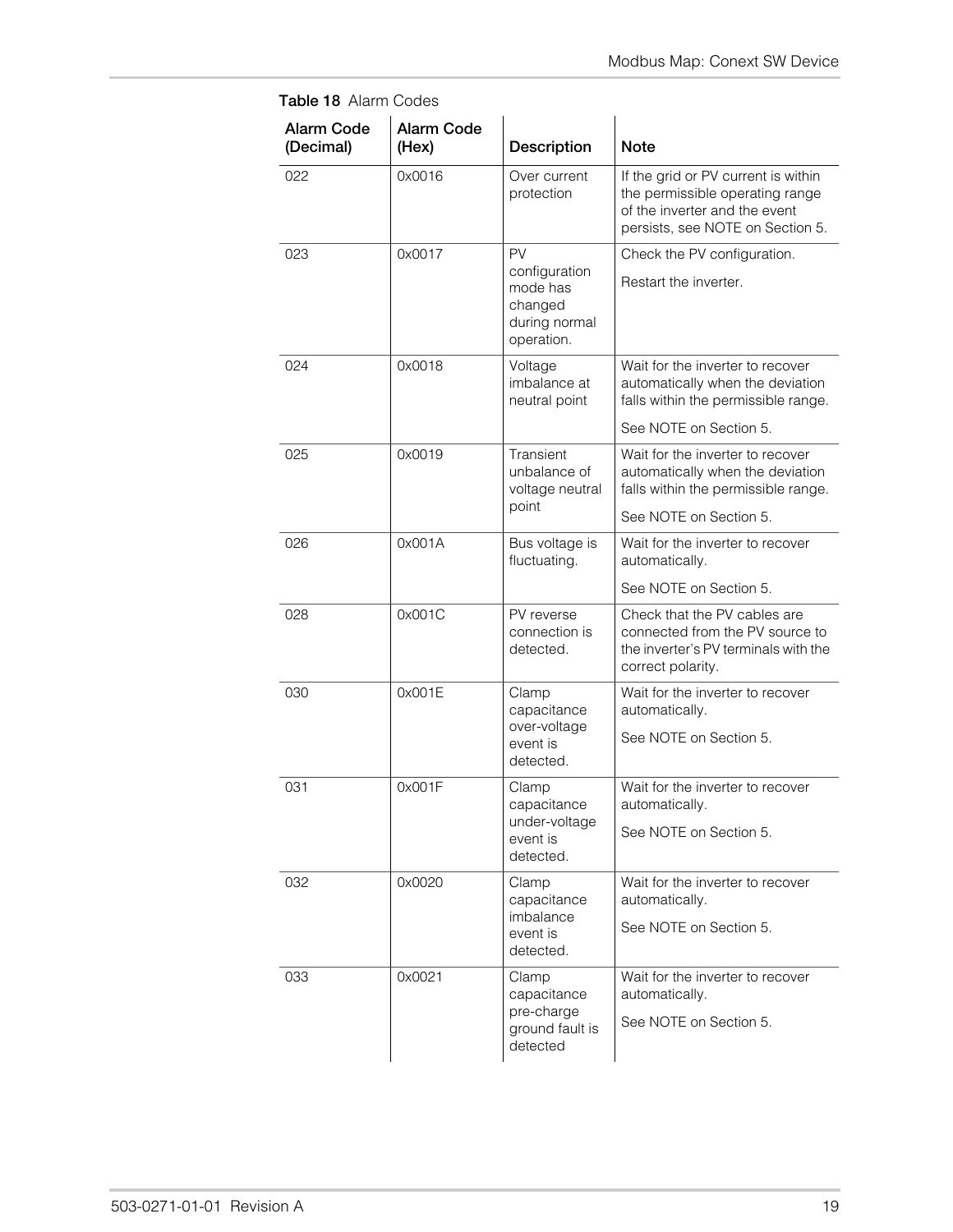**Table 18** Alarm Codes

| Alarm Code (Decimal) | Alarm Code (Hex) | Description | Note |
|---|---|---|---|
| 022 | 0x0016 | Over current protection | If the grid or PV current is within the permissible operating range of the inverter and the event persists, see NOTE on Section 5. |
| 023 | 0x0017 | PV configuration mode has changed during normal operation. | Check the PV configuration.<br><br>Restart the inverter. |
| 024 | 0x0018 | Voltage imbalance at neutral point | Wait for the inverter to recover automatically when the deviation falls within the permissible range.<br><br>See NOTE on Section 5. |
| 025 | 0x0019 | Transient unbalance of voltage neutral point | Wait for the inverter to recover automatically when the deviation falls within the permissible range.<br><br>See NOTE on Section 5. |
| 026 | 0x001A | Bus voltage is fluctuating. | Wait for the inverter to recover automatically.<br><br>See NOTE on Section 5. |
| 028 | 0x001C | PV reverse connection is detected. | Check that the PV cables are connected from the PV source to the inverter's PV terminals with the correct polarity. |
| 030 | 0x001E | Clamp capacitance over-voltage event is detected. | Wait for the inverter to recover automatically.<br><br>See NOTE on Section 5. |
| 031 | 0x001F | Clamp capacitance under-voltage event is detected. | Wait for the inverter to recover automatically.<br><br>See NOTE on Section 5. |
| 032 | 0x0020 | Clamp capacitance imbalance event is detected. | Wait for the inverter to recover automatically.<br><br>See NOTE on Section 5. |
| 033 | 0x0021 | Clamp capacitance pre-charge ground fault is detected | Wait for the inverter to recover automatically.<br><br>See NOTE on Section 5. |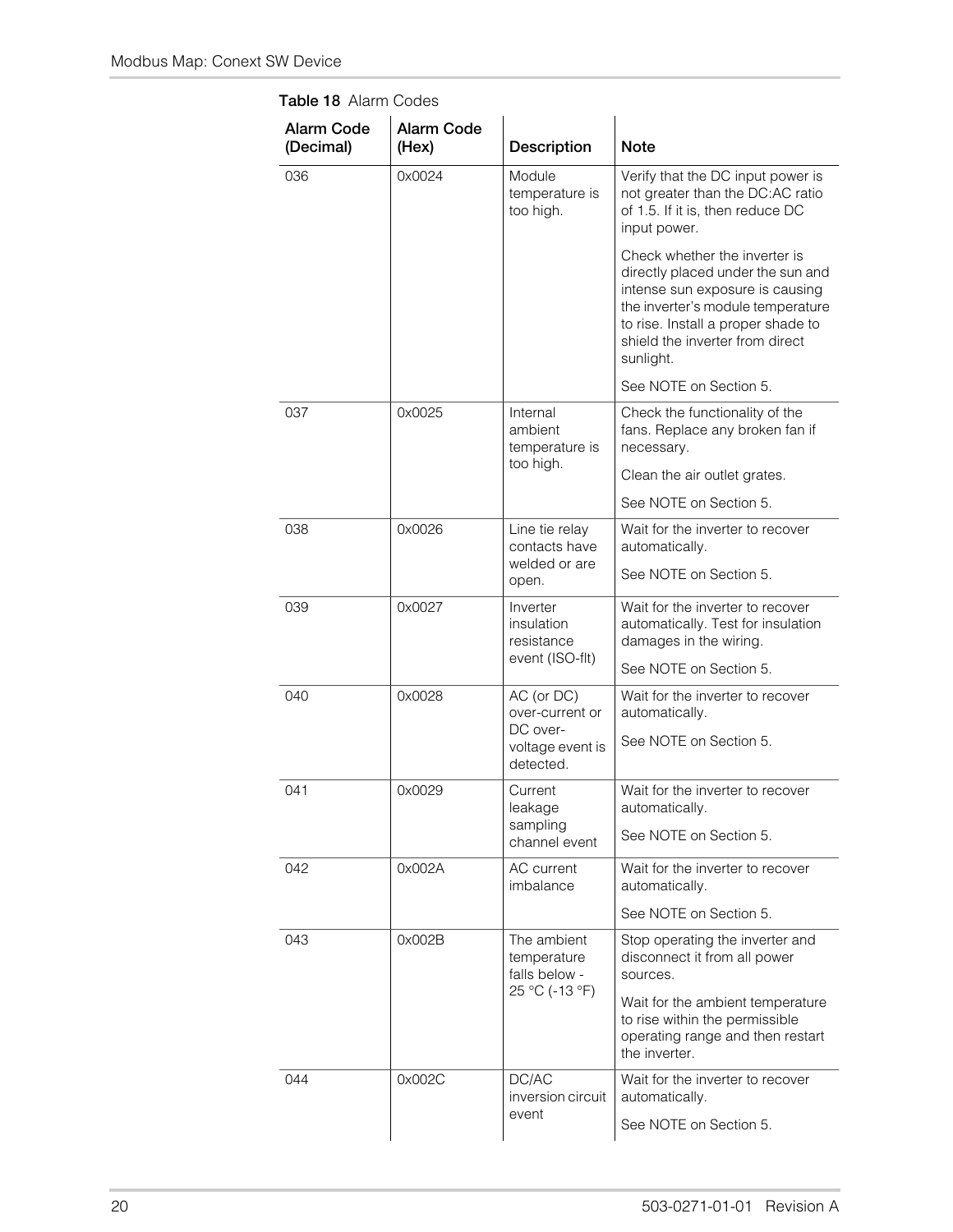**Table 18** Alarm Codes

| Alarm Code (Decimal) | Alarm Code (Hex) | Description | Note |
|---|---|---|---|
| 036 | 0x0024 | Module temperature is too high. | Verify that the DC input power is not greater than the DC:AC ratio of 1.5. If it is, then reduce DC input power.<br><br>Check whether the inverter is directly placed under the sun and intense sun exposure is causing the inverter's module temperature to rise. Install a proper shade to shield the inverter from direct sunlight.<br><br>See NOTE on Section 5. |
| 037 | 0x0025 | Internal ambient temperature is too high. | Check the functionality of the fans. Replace any broken fan if necessary.<br><br>Clean the air outlet grates.<br><br>See NOTE on Section 5. |
| 038 | 0x0026 | Line tie relay contacts have welded or are open. | Wait for the inverter to recover automatically.<br><br>See NOTE on Section 5. |
| 039 | 0x0027 | Inverter insulation resistance event (ISO-flt) | Wait for the inverter to recover automatically. Test for insulation damages in the wiring.<br><br>See NOTE on Section 5. |
| 040 | 0x0028 | AC (or DC) over-current or DC over-voltage event is detected. | Wait for the inverter to recover automatically.<br><br>See NOTE on Section 5. |
| 041 | 0x0029 | Current leakage sampling channel event | Wait for the inverter to recover automatically.<br><br>See NOTE on Section 5. |
| 042 | 0x002A | AC current imbalance | Wait for the inverter to recover automatically.<br><br>See NOTE on Section 5. |
| 043 | 0x002B | The ambient temperature falls below -25 °C (-13 °F) | Stop operating the inverter and disconnect it from all power sources.<br><br>Wait for the ambient temperature to rise within the permissible operating range and then restart the inverter. |
| 044 | 0x002C | DC/AC inversion circuit event | Wait for the inverter to recover automatically.<br><br>See NOTE on Section 5. |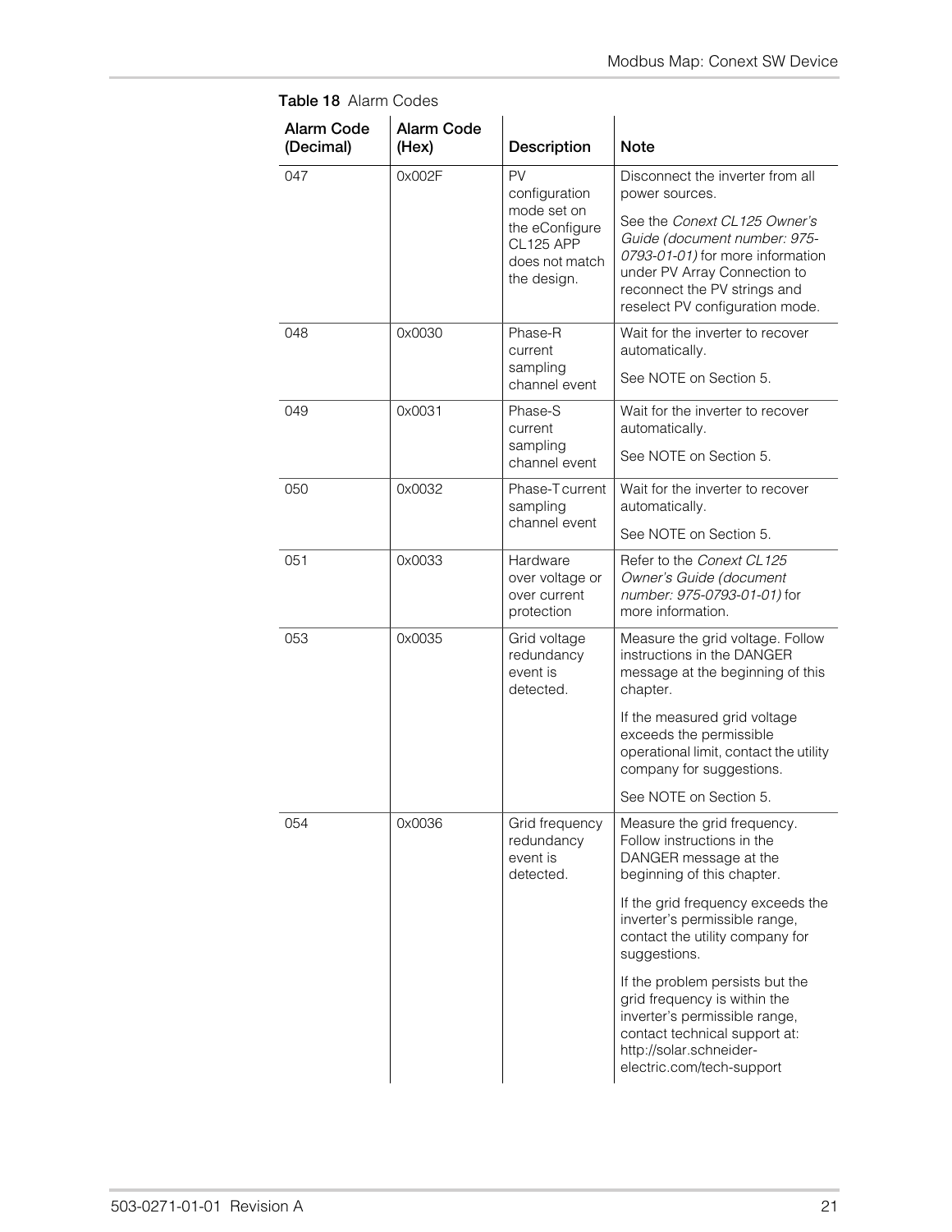**Table 18** Alarm Codes

| Alarm Code (Decimal) | Alarm Code (Hex) | Description | Note |
|---|---|---|---|
| 047 | 0x002F | PV configuration mode set on the eConfigure CL125 APP does not match the design. | Disconnect the inverter from all power sources.<br><br>See the *Conext CL125 Owner's Guide (document number: 975-0793-01-01)* for more information under PV Array Connection to reconnect the PV strings and reselect PV configuration mode. |
| 048 | 0x0030 | Phase-R current sampling channel event | Wait for the inverter to recover automatically.<br><br>See NOTE on Section 5. |
| 049 | 0x0031 | Phase-S current sampling channel event | Wait for the inverter to recover automatically.<br><br>See NOTE on Section 5. |
| 050 | 0x0032 | Phase-T current sampling channel event | Wait for the inverter to recover automatically.<br><br>See NOTE on Section 5. |
| 051 | 0x0033 | Hardware over voltage or over current protection | Refer to the *Conext CL125 Owner's Guide (document number: 975-0793-01-01)* for more information. |
| 053 | 0x0035 | Grid voltage redundancy event is detected. | Measure the grid voltage. Follow instructions in the DANGER message at the beginning of this chapter.<br><br>If the measured grid voltage exceeds the permissible operational limit, contact the utility company for suggestions.<br><br>See NOTE on Section 5. |
| 054 | 0x0036 | Grid frequency redundancy event is detected. | Measure the grid frequency. Follow instructions in the DANGER message at the beginning of this chapter.<br><br>If the grid frequency exceeds the inverter's permissible range, contact the utility company for suggestions.<br><br>If the problem persists but the grid frequency is within the inverter's permissible range, contact technical support at: http://solar.schneider-electric.com/tech-support |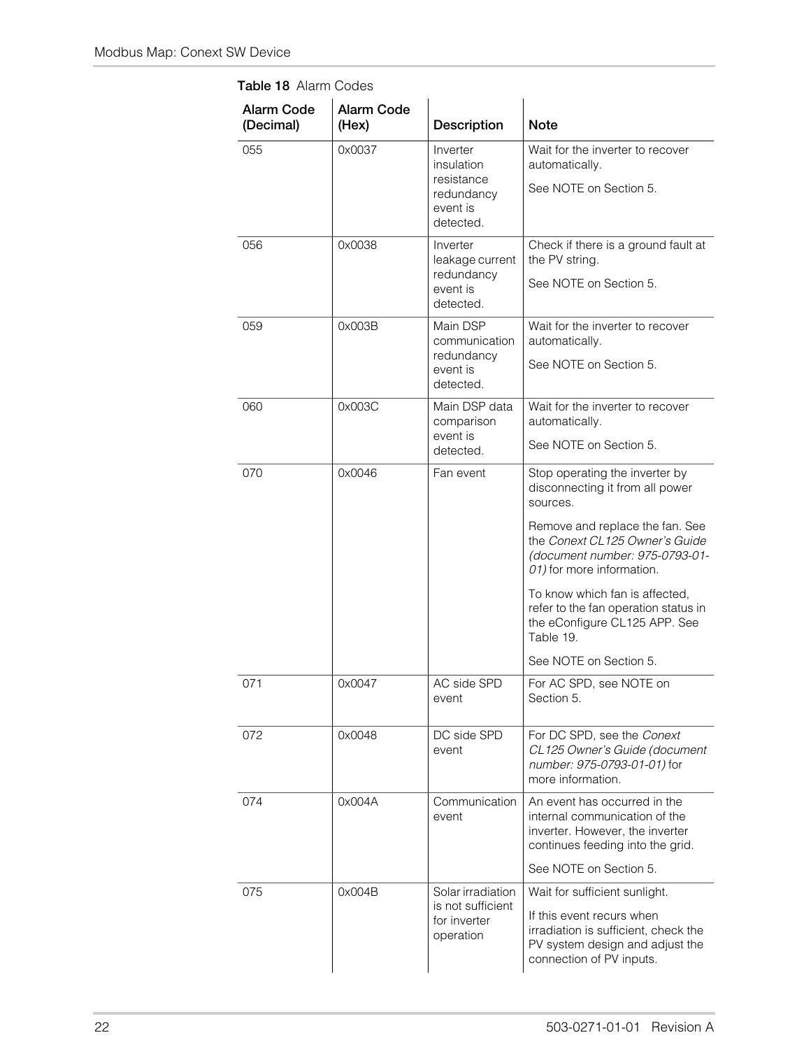**Table 18** Alarm Codes

| Alarm Code (Decimal) | Alarm Code (Hex) | Description | Note |
|---|---|---|---|
| 055 | 0x0037 | Inverter insulation resistance redundancy event is detected. | Wait for the inverter to recover automatically.<br><br>See NOTE on Section 5. |
| 056 | 0x0038 | Inverter leakage current redundancy event is detected. | Check if there is a ground fault at the PV string.<br><br>See NOTE on Section 5. |
| 059 | 0x003B | Main DSP communication redundancy event is detected. | Wait for the inverter to recover automatically.<br><br>See NOTE on Section 5. |
| 060 | 0x003C | Main DSP data comparison event is detected. | Wait for the inverter to recover automatically.<br><br>See NOTE on Section 5. |
| 070 | 0x0046 | Fan event | Stop operating the inverter by disconnecting it from all power sources.<br><br>Remove and replace the fan. See the *Conext CL125 Owner's Guide (document number: 975-0793-01-01)* for more information.<br><br>To know which fan is affected, refer to the fan operation status in the eConfigure CL125 APP. See Table 19.<br><br>See NOTE on Section 5. |
| 071 | 0x0047 | AC side SPD event | For AC SPD, see NOTE on Section 5. |
| 072 | 0x0048 | DC side SPD event | For DC SPD, see the *Conext CL125 Owner's Guide (document number: 975-0793-01-01)* for more information. |
| 074 | 0x004A | Communication event | An event has occurred in the internal communication of the inverter. However, the inverter continues feeding into the grid.<br><br>See NOTE on Section 5. |
| 075 | 0x004B | Solar irradiation is not sufficient for inverter operation | Wait for sufficient sunlight.<br><br>If this event recurs when irradiation is sufficient, check the PV system design and adjust the connection of PV inputs. |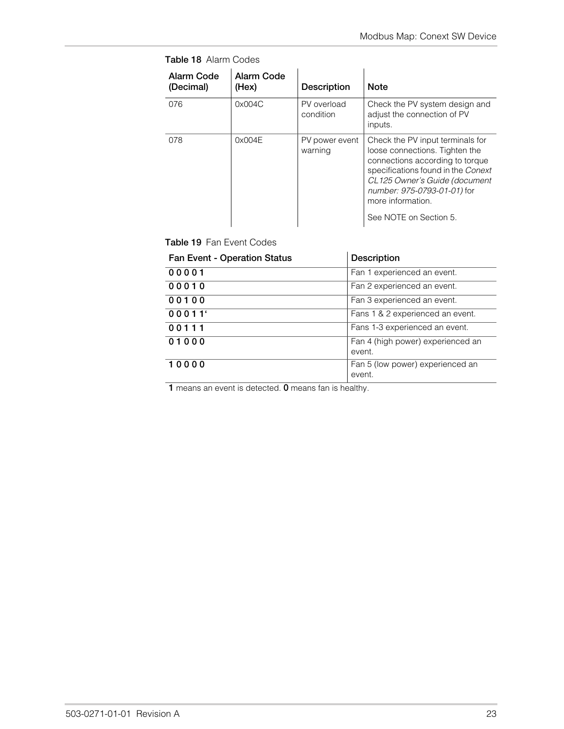**Table 18** Alarm Codes

| Alarm Code (Decimal) | Alarm Code (Hex) | Description | Note |
|---|---|---|---|
| 076 | 0x004C | PV overload condition | Check the PV system design and adjust the connection of PV inputs. |
| 078 | 0x004E | PV power event warning | Check the PV input terminals for loose connections. Tighten the connections according to torque specifications found in the *Conext CL125 Owner's Guide (document number: 975-0793-01-01)* for more information. See NOTE on Section 5. |

**Table 19** Fan Event Codes

| Fan Event - Operation Status | Description |
|---|---|
| **0 0 0 0 1** | Fan 1 experienced an event. |
| **0 0 0 1 0** | Fan 2 experienced an event. |
| **0 0 1 0 0** | Fan 3 experienced an event. |
| **0 0 0 1 1'** | Fans 1 & 2 experienced an event. |
| **0 0 1 1 1** | Fans 1-3 experienced an event. |
| **0 1 0 0 0** | Fan 4 (high power) experienced an event. |
| **1 0 0 0 0** | Fan 5 (low power) experienced an event. |

**1** means an event is detected. **0** means fan is healthy.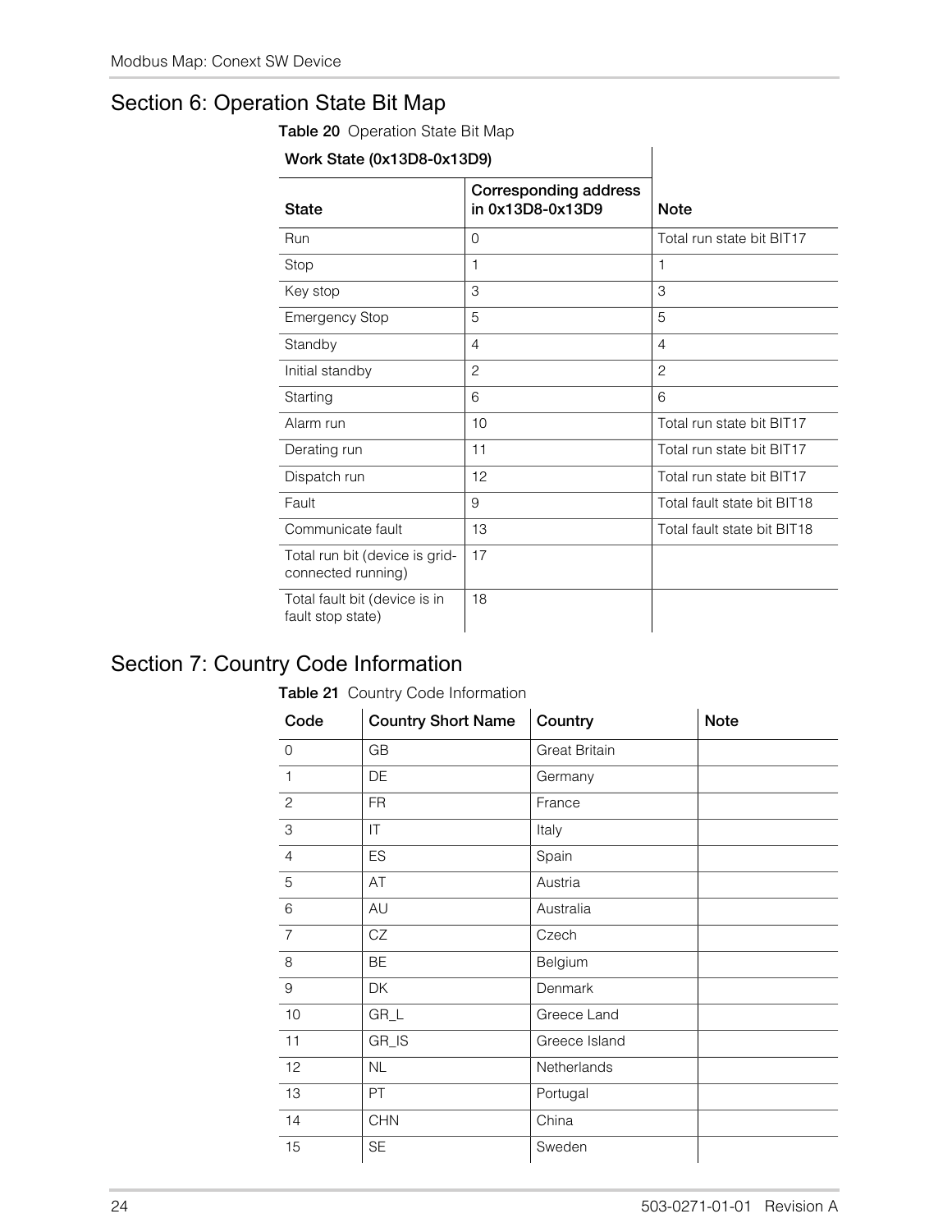## Section 6: Operation State Bit Map

Table 20 Operation State Bit Map

| Work State (0x13D8-0x13D9) | | |
|---|---|---|
| **State** | **Corresponding address in 0x13D8-0x13D9** | **Note** |
| Run | 0 | Total run state bit BIT17 |
| Stop | 1 | 1 |
| Key stop | 3 | 3 |
| Emergency Stop | 5 | 5 |
| Standby | 4 | 4 |
| Initial standby | 2 | 2 |
| Starting | 6 | 6 |
| Alarm run | 10 | Total run state bit BIT17 |
| Derating run | 11 | Total run state bit BIT17 |
| Dispatch run | 12 | Total run state bit BIT17 |
| Fault | 9 | Total fault state bit BIT18 |
| Communicate fault | 13 | Total fault state bit BIT18 |
| Total run bit (device is grid-connected running) | 17 | |
| Total fault bit (device is in fault stop state) | 18 | |

## Section 7: Country Code Information

Table 21 Country Code Information

| Code | Country Short Name | Country | Note |
|---|---|---|---|
| 0 | GB | Great Britain | |
| 1 | DE | Germany | |
| 2 | FR | France | |
| 3 | IT | Italy | |
| 4 | ES | Spain | |
| 5 | AT | Austria | |
| 6 | AU | Australia | |
| 7 | CZ | Czech | |
| 8 | BE | Belgium | |
| 9 | DK | Denmark | |
| 10 | GR_L | Greece Land | |
| 11 | GR_IS | Greece Island | |
| 12 | NL | Netherlands | |
| 13 | PT | Portugal | |
| 14 | CHN | China | |
| 15 | SE | Sweden | |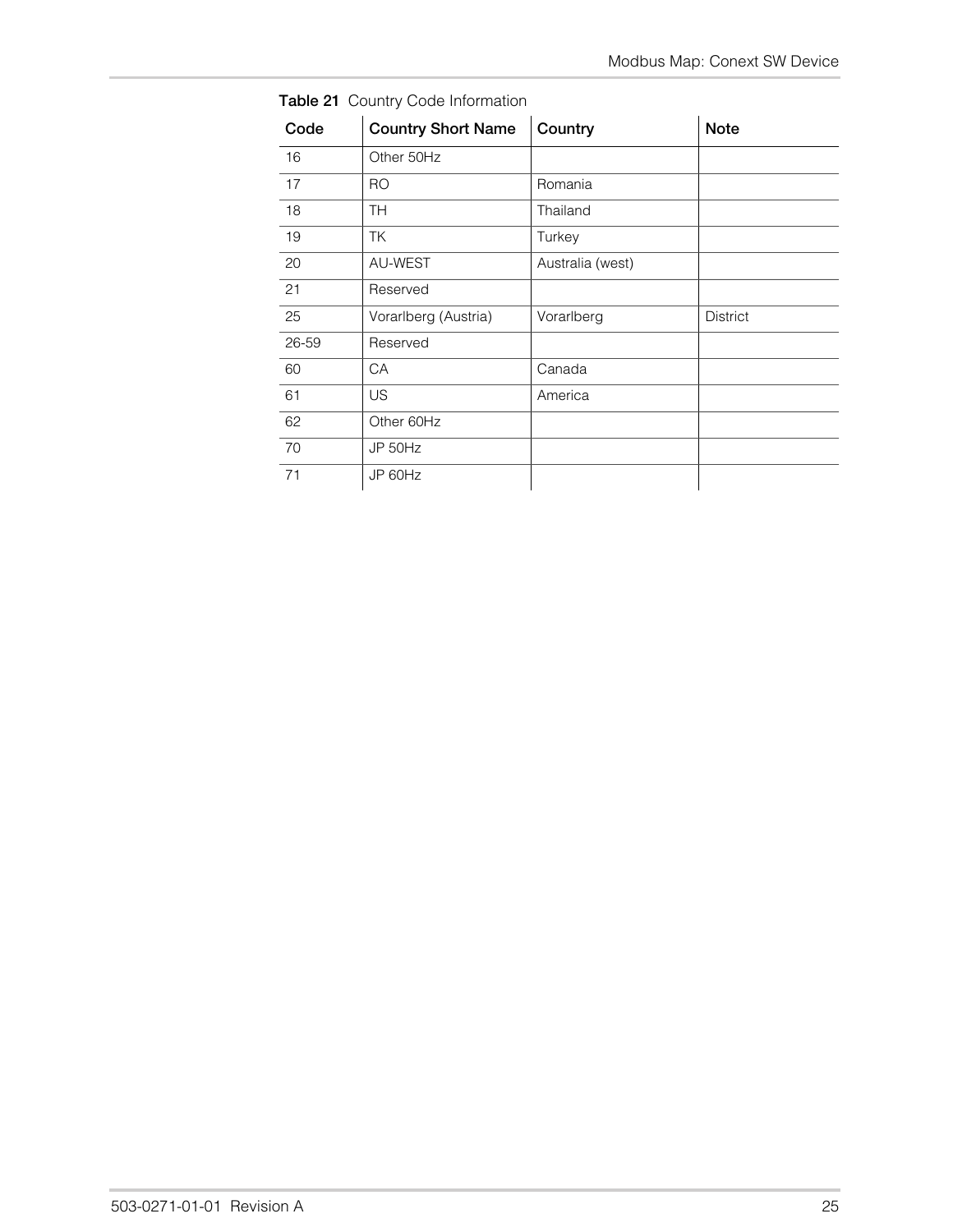**Table 21** Country Code Information

| Code | Country Short Name | Country | Note |
|---|---|---|---|
| 16 | Other 50Hz | | |
| 17 | RO | Romania | |
| 18 | TH | Thailand | |
| 19 | TK | Turkey | |
| 20 | AU-WEST | Australia (west) | |
| 21 | Reserved | | |
| 25 | Vorarlberg (Austria) | Vorarlberg | District |
| 26-59 | Reserved | | |
| 60 | CA | Canada | |
| 61 | US | America | |
| 62 | Other 60Hz | | |
| 70 | JP 50Hz | | |
| 71 | JP 60Hz | | |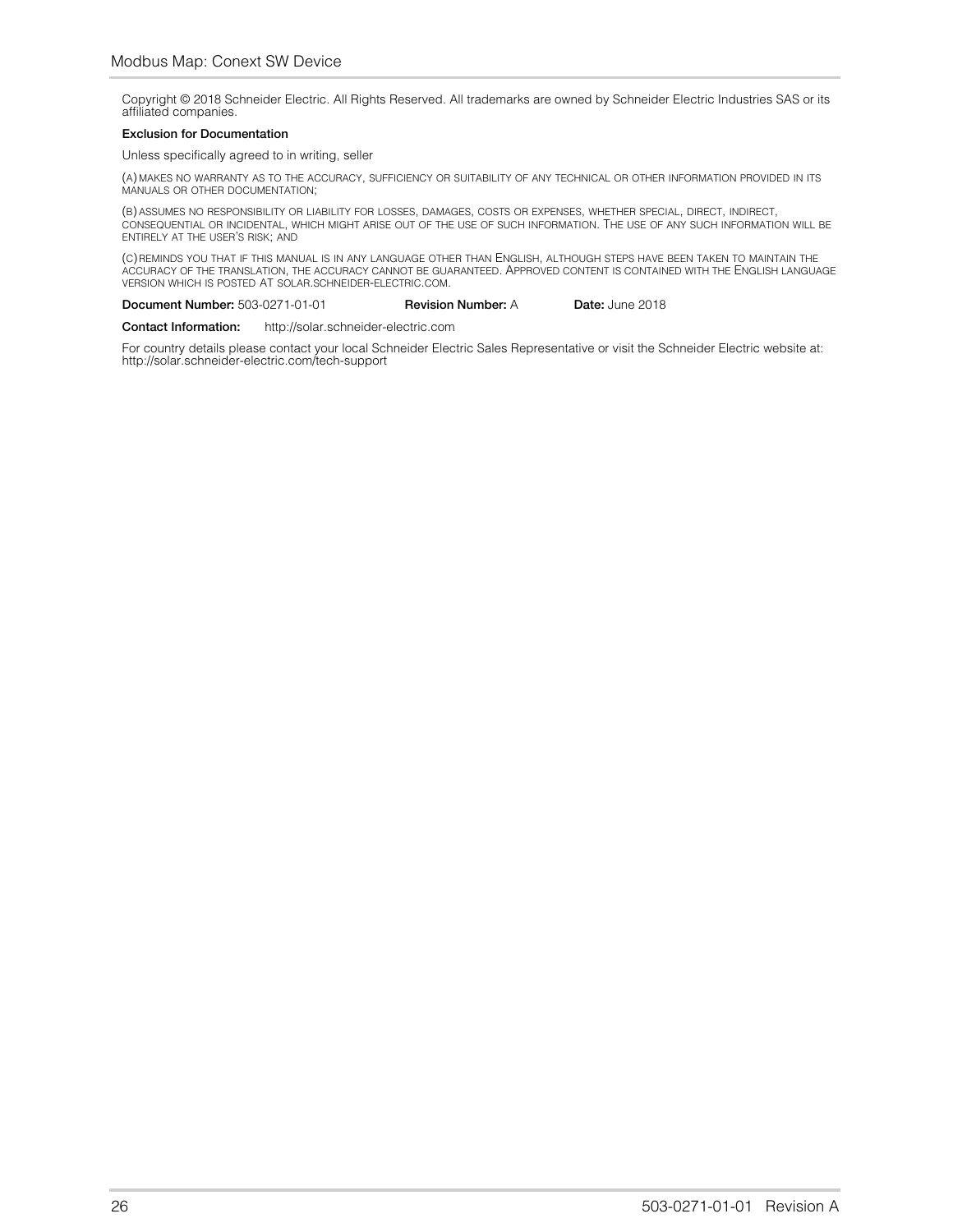Copyright © 2018 Schneider Electric. All Rights Reserved. All trademarks are owned by Schneider Electric Industries SAS or its affiliated companies.

**Exclusion for Documentation**

Unless specifically agreed to in writing, seller

(A) MAKES NO WARRANTY AS TO THE ACCURACY, SUFFICIENCY OR SUITABILITY OF ANY TECHNICAL OR OTHER INFORMATION PROVIDED IN ITS MANUALS OR OTHER DOCUMENTATION;

(B) ASSUMES NO RESPONSIBILITY OR LIABILITY FOR LOSSES, DAMAGES, COSTS OR EXPENSES, WHETHER SPECIAL, DIRECT, INDIRECT, CONSEQUENTIAL OR INCIDENTAL, WHICH MIGHT ARISE OUT OF THE USE OF SUCH INFORMATION. THE USE OF ANY SUCH INFORMATION WILL BE ENTIRELY AT THE USER'S RISK; AND

(C) REMINDS YOU THAT IF THIS MANUAL IS IN ANY LANGUAGE OTHER THAN ENGLISH, ALTHOUGH STEPS HAVE BEEN TAKEN TO MAINTAIN THE ACCURACY OF THE TRANSLATION, THE ACCURACY CANNOT BE GUARANTEED. APPROVED CONTENT IS CONTAINED WITH THE ENGLISH LANGUAGE VERSION WHICH IS POSTED AT SOLAR.SCHNEIDER-ELECTRIC.COM.

**Document Number:** 503-0271-01-01 **Revision Number:** A **Date:** June 2018

**Contact Information:** http://solar.schneider-electric.com

For country details please contact your local Schneider Electric Sales Representative or visit the Schneider Electric website at: http://solar.schneider-electric.com/tech-support